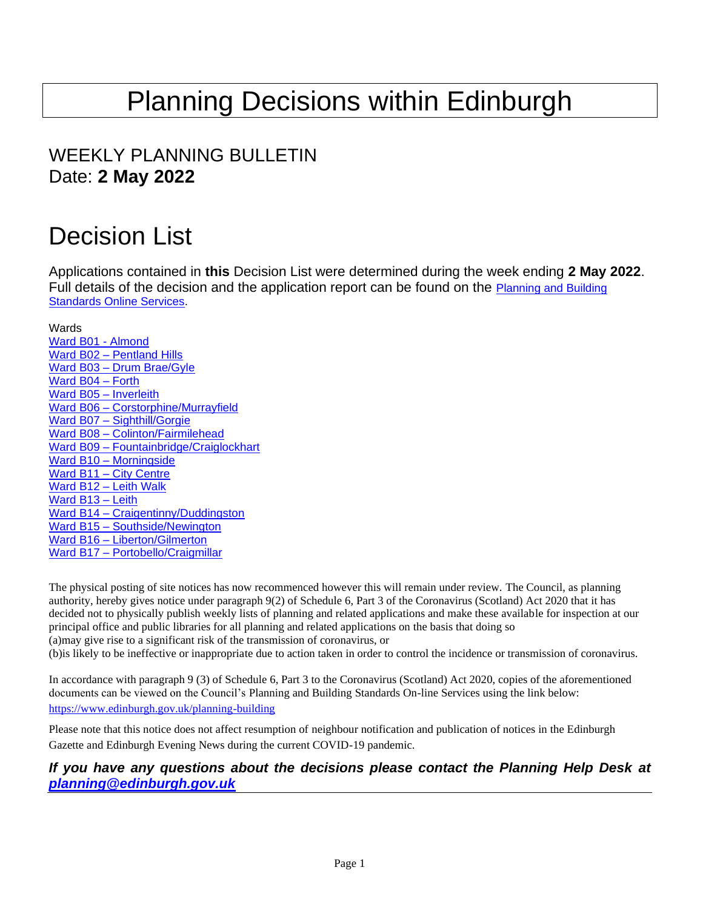# Planning Decisions within Edinburgh

## WEEKLY PLANNING BULLETIN
## Date: **2 May 2022**

# Decision List

Applications contained in **this** Decision List were determined during the week ending **2 May 2022**. Full details of the decision and the application report can be found on the [Planning and Building Standards Online Services](https://www.edinburgh.gov.uk/planning-building).

Wards
- Ward B01 - Almond
- Ward B02 – Pentland Hills
- Ward B03 – Drum Brae/Gyle
- Ward B04 – Forth
- Ward B05 – Inverleith
- Ward B06 – Corstorphine/Murrayfield
- Ward B07 – Sighthill/Gorgie
- Ward B08 – Colinton/Fairmilehead
- Ward B09 – Fountainbridge/Craiglockhart
- Ward B10 – Morningside
- Ward B11 – City Centre
- Ward B12 – Leith Walk
- Ward B13 – Leith
- Ward B14 – Craigentinny/Duddingston
- Ward B15 – Southside/Newington
- Ward B16 – Liberton/Gilmerton
- Ward B17 – Portobello/Craigmillar

The physical posting of site notices has now recommenced however this will remain under review. The Council, as planning authority, hereby gives notice under paragraph 9(2) of Schedule 6, Part 3 of the Coronavirus (Scotland) Act 2020 that it has decided not to physically publish weekly lists of planning and related applications and make these available for inspection at our principal office and public libraries for all planning and related applications on the basis that doing so
(a)may give rise to a significant risk of the transmission of coronavirus, or
(b)is likely to be ineffective or inappropriate due to action taken in order to control the incidence or transmission of coronavirus.

In accordance with paragraph 9 (3) of Schedule 6, Part 3 to the Coronavirus (Scotland) Act 2020, copies of the aforementioned documents can be viewed on the Council's Planning and Building Standards On-line Services using the link below:
https://www.edinburgh.gov.uk/planning-building

Please note that this notice does not affect resumption of neighbour notification and publication of notices in the Edinburgh Gazette and Edinburgh Evening News during the current COVID-19 pandemic.

***If you have any questions about the decisions please contact the Planning Help Desk at [planning@edinburgh.gov.uk](mailto:planning@edinburgh.gov.uk)***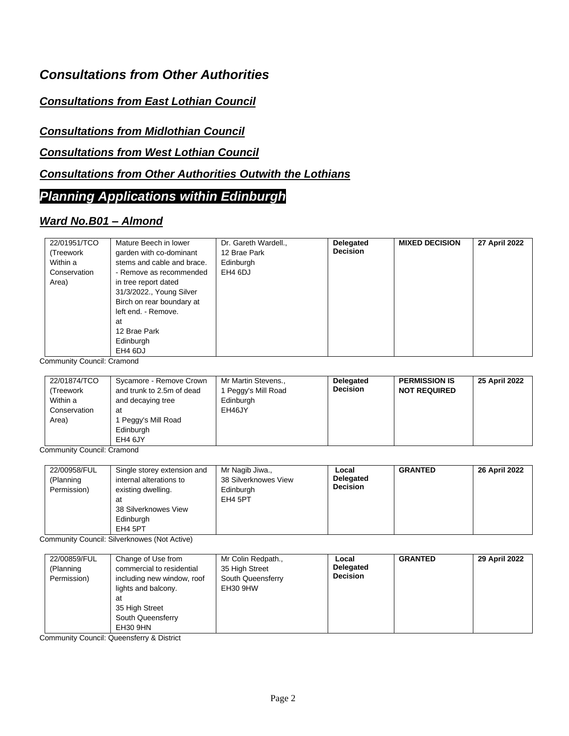# *Consultations from Other Authorities*

## ***Consultations from East Lothian Council***

## ***Consultations from Midlothian Council***

## ***Consultations from West Lothian Council***

## ***Consultations from Other Authorities Outwith the Lothians***

# *Planning Applications within Edinburgh*

## ***Ward No.B01 – Almond***

| | | | | | |
|---|---|---|---|---|---|
| 22/01951/TCO (Treework Within a Conservation Area) | Mature Beech in lower garden with co-dominant stems and cable and brace. - Remove as recommended in tree report dated 31/3/2022., Young Silver Birch on rear boundary at left end. - Remove. at 12 Brae Park Edinburgh EH4 6DJ | Dr. Gareth Wardell., 12 Brae Park Edinburgh EH4 6DJ | **Delegated Decision** | **MIXED DECISION** | **27 April 2022** |

Community Council: Cramond

| | | | | | |
|---|---|---|---|---|---|
| 22/01874/TCO (Treework Within a Conservation Area) | Sycamore - Remove Crown and trunk to 2.5m of dead and decaying tree at 1 Peggy's Mill Road Edinburgh EH4 6JY | Mr Martin Stevens., 1 Peggy's Mill Road Edinburgh EH46JY | **Delegated Decision** | **PERMISSION IS NOT REQUIRED** | **25 April 2022** |

Community Council: Cramond

| | | | | | |
|---|---|---|---|---|---|
| 22/00958/FUL (Planning Permission) | Single storey extension and internal alterations to existing dwelling. at 38 Silverknowes View Edinburgh EH4 5PT | Mr Nagib Jiwa., 38 Silverknowes View Edinburgh EH4 5PT | **Local Delegated Decision** | **GRANTED** | **26 April 2022** |

Community Council: Silverknowes (Not Active)

| | | | | | |
|---|---|---|---|---|---|
| 22/00859/FUL (Planning Permission) | Change of Use from commercial to residential including new window, roof lights and balcony. at 35 High Street South Queensferry EH30 9HN | Mr Colin Redpath., 35 High Street South Queensferry EH30 9HW | **Local Delegated Decision** | **GRANTED** | **29 April 2022** |

Community Council: Queensferry & District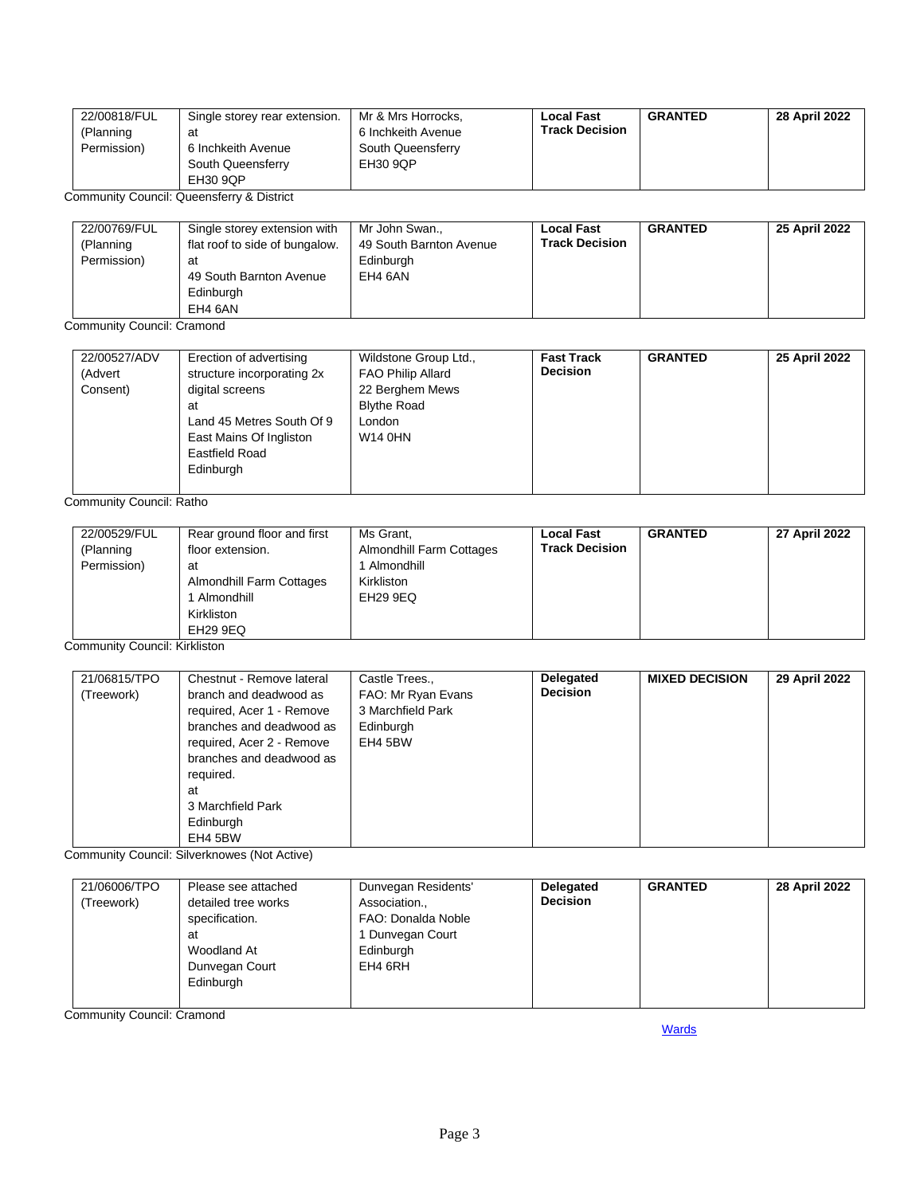| | | | | | |
|---|---|---|---|---|---|
| 22/00818/FUL (Planning Permission) | Single storey rear extension. at 6 Inchkeith Avenue South Queensferry EH30 9QP | Mr & Mrs Horrocks, 6 Inchkeith Avenue South Queensferry EH30 9QP | **Local Fast Track Decision** | **GRANTED** | **28 April 2022** |

Community Council: Queensferry & District

| | | | | | |
|---|---|---|---|---|---|
| 22/00769/FUL (Planning Permission) | Single storey extension with flat roof to side of bungalow. at 49 South Barnton Avenue Edinburgh EH4 6AN | Mr John Swan., 49 South Barnton Avenue Edinburgh EH4 6AN | **Local Fast Track Decision** | **GRANTED** | **25 April 2022** |

Community Council: Cramond

| | | | | | |
|---|---|---|---|---|---|
| 22/00527/ADV (Advert Consent) | Erection of advertising structure incorporating 2x digital screens at Land 45 Metres South Of 9 East Mains Of Ingliston Eastfield Road Edinburgh | Wildstone Group Ltd., FAO Philip Allard 22 Berghem Mews Blythe Road London W14 0HN | **Fast Track Decision** | **GRANTED** | **25 April 2022** |

Community Council: Ratho

| | | | | | |
|---|---|---|---|---|---|
| 22/00529/FUL (Planning Permission) | Rear ground floor and first floor extension. at Almondhill Farm Cottages 1 Almondhill Kirkliston EH29 9EQ | Ms Grant, Almondhill Farm Cottages 1 Almondhill Kirkliston EH29 9EQ | **Local Fast Track Decision** | **GRANTED** | **27 April 2022** |

Community Council: Kirkliston

| | | | | | |
|---|---|---|---|---|---|
| 21/06815/TPO (Treework) | Chestnut - Remove lateral branch and deadwood as required, Acer 1 - Remove branches and deadwood as required, Acer 2 - Remove branches and deadwood as required. at 3 Marchfield Park Edinburgh EH4 5BW | Castle Trees., FAO: Mr Ryan Evans 3 Marchfield Park Edinburgh EH4 5BW | **Delegated Decision** | **MIXED DECISION** | **29 April 2022** |

Community Council: Silverknowes (Not Active)

| | | | | | |
|---|---|---|---|---|---|
| 21/06006/TPO (Treework) | Please see attached detailed tree works specification. at Woodland At Dunvegan Court Edinburgh | Dunvegan Residents' Association., FAO: Donalda Noble 1 Dunvegan Court Edinburgh EH4 6RH | **Delegated Decision** | **GRANTED** | **28 April 2022** |

Community Council: Cramond

Wards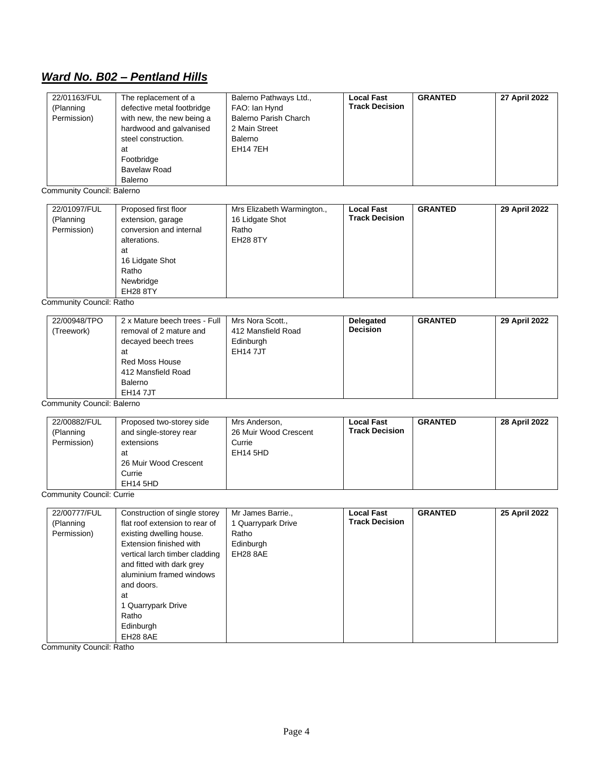## *Ward No. B02 – Pentland Hills*

| | | | | | |
|---|---|---|---|---|---|
| 22/01163/FUL (Planning Permission) | The replacement of a defective metal footbridge with new, the new being a hardwood and galvanised steel construction. at Footbridge Bavelaw Road Balerno | Balerno Pathways Ltd., FAO: Ian Hynd Balerno Parish Church 2 Main Street Balerno EH14 7EH | **Local Fast Track Decision** | **GRANTED** | **27 April 2022** |

Community Council: Balerno

| | | | | | |
|---|---|---|---|---|---|
| 22/01097/FUL (Planning Permission) | Proposed first floor extension, garage conversion and internal alterations. at 16 Lidgate Shot Ratho Newbridge EH28 8TY | Mrs Elizabeth Warmington., 16 Lidgate Shot Ratho EH28 8TY | **Local Fast Track Decision** | **GRANTED** | **29 April 2022** |

Community Council: Ratho

| | | | | | |
|---|---|---|---|---|---|
| 22/00948/TPO (Treework) | 2 x Mature beech trees - Full removal of 2 mature and decayed beech trees at Red Moss House 412 Mansfield Road Balerno EH14 7JT | Mrs Nora Scott., 412 Mansfield Road Edinburgh EH14 7JT | **Delegated Decision** | **GRANTED** | **29 April 2022** |

Community Council: Balerno

| | | | | | |
|---|---|---|---|---|---|
| 22/00882/FUL (Planning Permission) | Proposed two-storey side and single-storey rear extensions at 26 Muir Wood Crescent Currie EH14 5HD | Mrs Anderson, 26 Muir Wood Crescent Currie EH14 5HD | **Local Fast Track Decision** | **GRANTED** | **28 April 2022** |

Community Council: Currie

| | | | | | |
|---|---|---|---|---|---|
| 22/00777/FUL (Planning Permission) | Construction of single storey flat roof extension to rear of existing dwelling house. Extension finished with vertical larch timber cladding and fitted with dark grey aluminium framed windows and doors. at 1 Quarrypark Drive Ratho Edinburgh EH28 8AE | Mr James Barrie., 1 Quarrypark Drive Ratho Edinburgh EH28 8AE | **Local Fast Track Decision** | **GRANTED** | **25 April 2022** |

Community Council: Ratho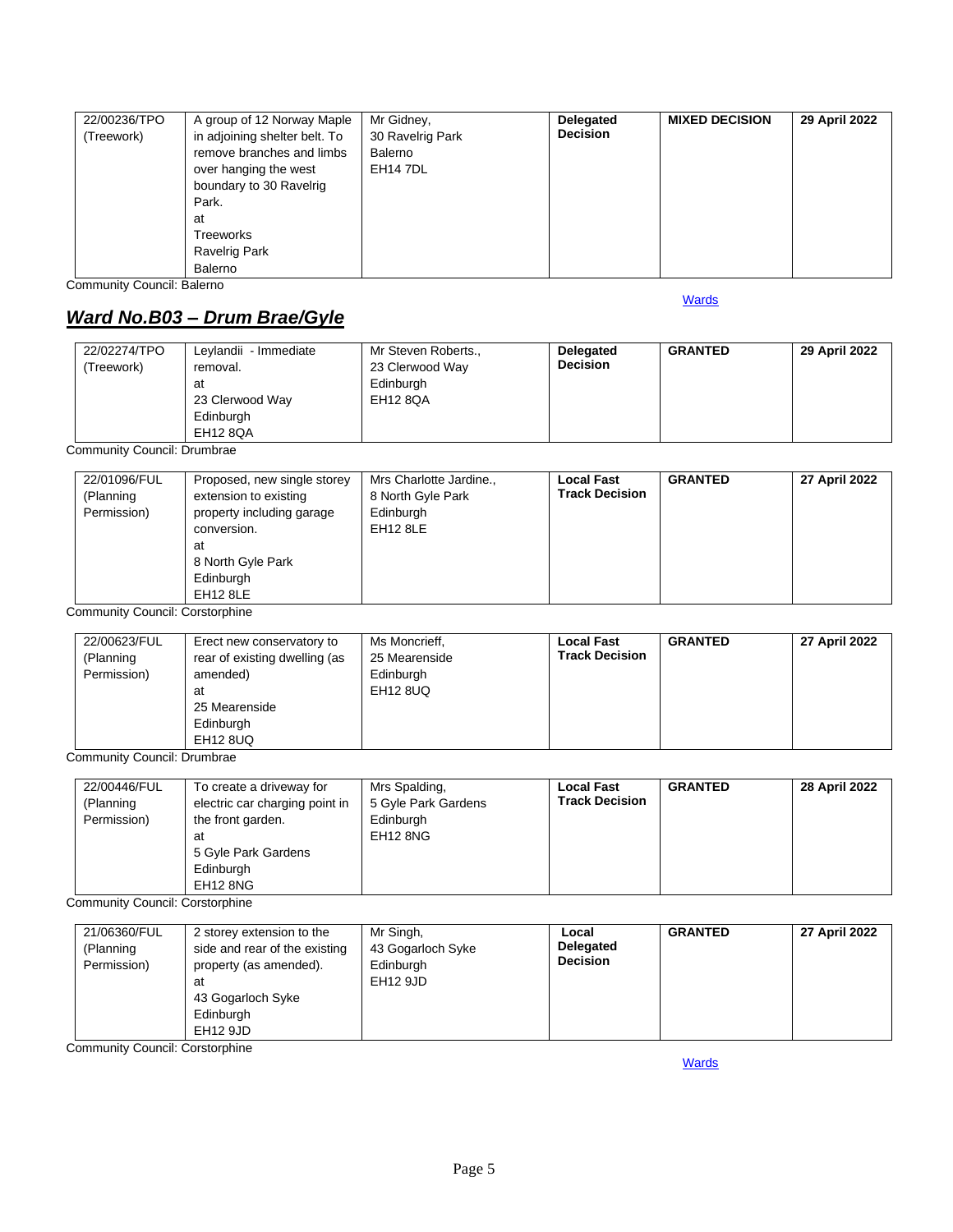| | | | | | |
|---|---|---|---|---|---|
| 22/00236/TPO (Treework) | A group of 12 Norway Maple in adjoining shelter belt. To remove branches and limbs over hanging the west boundary to 30 Ravelrig Park. at Treeworks Ravelrig Park Balerno | Mr Gidney, 30 Ravelrig Park Balerno EH14 7DL | **Delegated Decision** | **MIXED DECISION** | **29 April 2022** |

Community Council: Balerno

Wards

## ***Ward No.B03 – Drum Brae/Gyle***

| | | | | | |
|---|---|---|---|---|---|
| 22/02274/TPO (Treework) | Leylandii - Immediate removal. at 23 Clerwood Way Edinburgh EH12 8QA | Mr Steven Roberts., 23 Clerwood Way Edinburgh EH12 8QA | **Delegated Decision** | **GRANTED** | **29 April 2022** |

Community Council: Drumbrae

| | | | | | |
|---|---|---|---|---|---|
| 22/01096/FUL (Planning Permission) | Proposed, new single storey extension to existing property including garage conversion. at 8 North Gyle Park Edinburgh EH12 8LE | Mrs Charlotte Jardine., 8 North Gyle Park Edinburgh EH12 8LE | **Local Fast Track Decision** | **GRANTED** | **27 April 2022** |

Community Council: Corstorphine

| | | | | | |
|---|---|---|---|---|---|
| 22/00623/FUL (Planning Permission) | Erect new conservatory to rear of existing dwelling (as amended) at 25 Mearenside Edinburgh EH12 8UQ | Ms Moncrieff, 25 Mearenside Edinburgh EH12 8UQ | **Local Fast Track Decision** | **GRANTED** | **27 April 2022** |

Community Council: Drumbrae

| | | | | | |
|---|---|---|---|---|---|
| 22/00446/FUL (Planning Permission) | To create a driveway for electric car charging point in the front garden. at 5 Gyle Park Gardens Edinburgh EH12 8NG | Mrs Spalding, 5 Gyle Park Gardens Edinburgh EH12 8NG | **Local Fast Track Decision** | **GRANTED** | **28 April 2022** |

Community Council: Corstorphine

| | | | | | |
|---|---|---|---|---|---|
| 21/06360/FUL (Planning Permission) | 2 storey extension to the side and rear of the existing property (as amended). at 43 Gogarloch Syke Edinburgh EH12 9JD | Mr Singh, 43 Gogarloch Syke Edinburgh EH12 9JD | **Local Delegated Decision** | **GRANTED** | **27 April 2022** |

Community Council: Corstorphine

Wards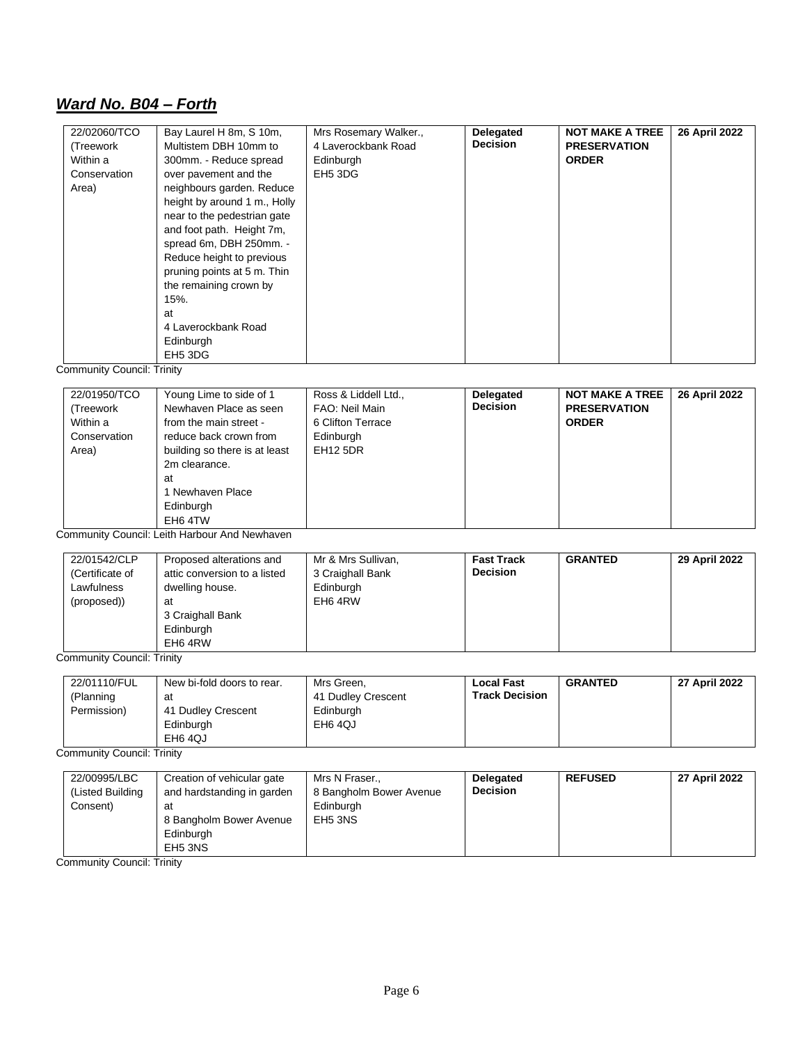## ***Ward No. B04 – Forth***

| 22/02060/TCO (Treework Within a Conservation Area) | Bay Laurel H 8m, S 10m, Multistem DBH 10mm to 300mm. - Reduce spread over pavement and the neighbours garden. Reduce height by around 1 m., Holly near to the pedestrian gate and foot path. Height 7m, spread 6m, DBH 250mm. - Reduce height to previous pruning points at 5 m. Thin the remaining crown by 15%. at 4 Laverockbank Road Edinburgh EH5 3DG | Mrs Rosemary Walker., 4 Laverockbank Road Edinburgh EH5 3DG | **Delegated Decision** | **NOT MAKE A TREE PRESERVATION ORDER** | **26 April 2022** |
|---|---|---|---|---|---|

Community Council: Trinity

| 22/01950/TCO (Treework Within a Conservation Area) | Young Lime to side of 1 Newhaven Place as seen from the main street - reduce back crown from building so there is at least 2m clearance. at 1 Newhaven Place Edinburgh EH6 4TW | Ross & Liddell Ltd., FAO: Neil Main 6 Clifton Terrace Edinburgh EH12 5DR | **Delegated Decision** | **NOT MAKE A TREE PRESERVATION ORDER** | **26 April 2022** |
|---|---|---|---|---|---|

Community Council: Leith Harbour And Newhaven

| 22/01542/CLP (Certificate of Lawfulness (proposed)) | Proposed alterations and attic conversion to a listed dwelling house. at 3 Craighall Bank Edinburgh EH6 4RW | Mr & Mrs Sullivan, 3 Craighall Bank Edinburgh EH6 4RW | **Fast Track Decision** | **GRANTED** | **29 April 2022** |
|---|---|---|---|---|---|

Community Council: Trinity

| 22/01110/FUL (Planning Permission) | New bi-fold doors to rear. at 41 Dudley Crescent Edinburgh EH6 4QJ | Mrs Green, 41 Dudley Crescent Edinburgh EH6 4QJ | **Local Fast Track Decision** | **GRANTED** | **27 April 2022** |
|---|---|---|---|---|---|

Community Council: Trinity

| 22/00995/LBC (Listed Building Consent) | Creation of vehicular gate and hardstanding in garden at 8 Bangholm Bower Avenue Edinburgh EH5 3NS | Mrs N Fraser., 8 Bangholm Bower Avenue Edinburgh EH5 3NS | **Delegated Decision** | **REFUSED** | **27 April 2022** |
|---|---|---|---|---|---|

Community Council: Trinity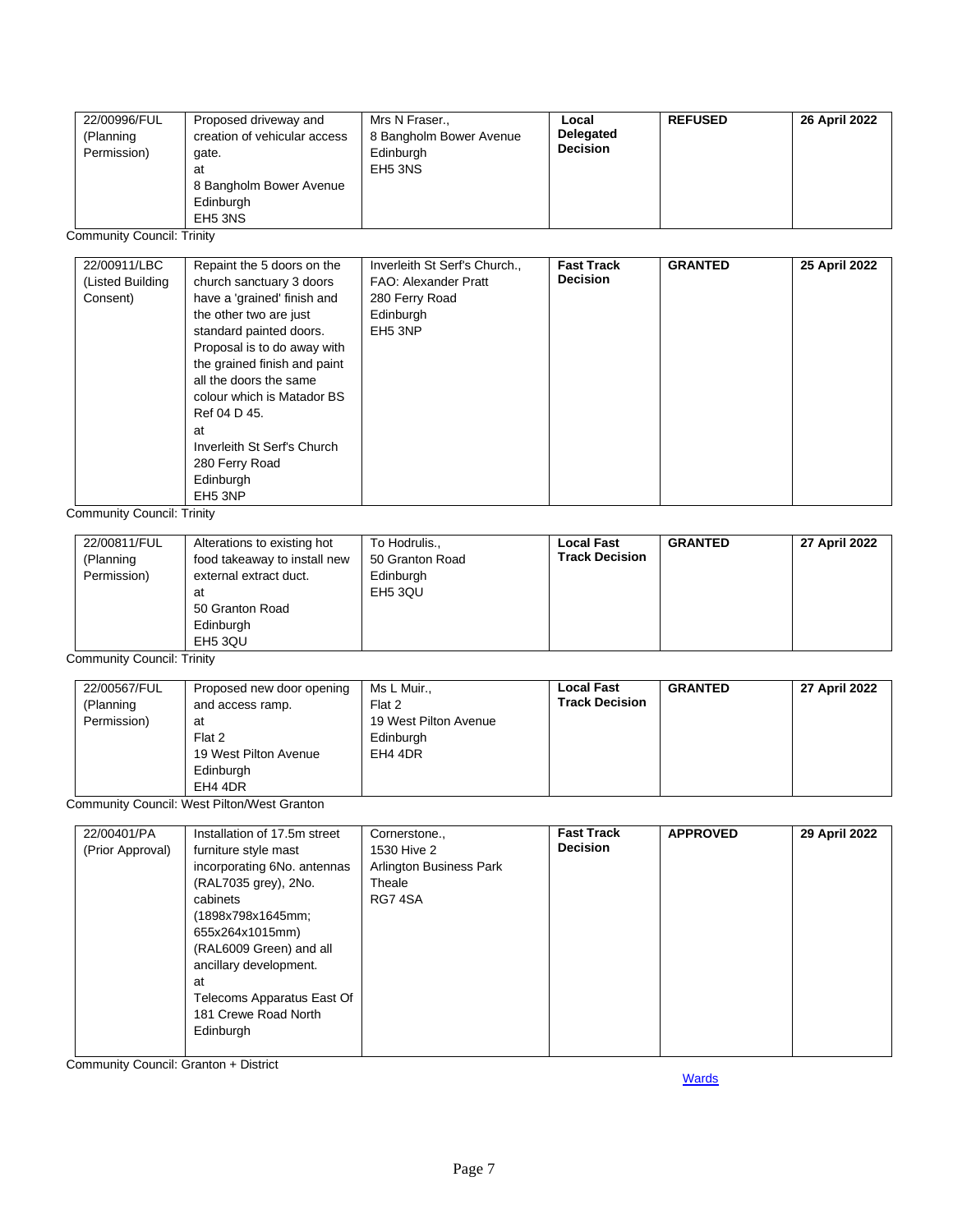| 22/00996/FUL (Planning Permission) | Proposed driveway and creation of vehicular access gate. at 8 Bangholm Bower Avenue Edinburgh EH5 3NS | Mrs N Fraser., 8 Bangholm Bower Avenue Edinburgh EH5 3NS | **Local Delegated Decision** | **REFUSED** | **26 April 2022** |
|---|---|---|---|---|---|

Community Council: Trinity

| 22/00911/LBC (Listed Building Consent) | Repaint the 5 doors on the church sanctuary 3 doors have a 'grained' finish and the other two are just standard painted doors. Proposal is to do away with the grained finish and paint all the doors the same colour which is Matador BS Ref 04 D 45. at Inverleith St Serf's Church 280 Ferry Road Edinburgh EH5 3NP | Inverleith St Serf's Church., FAO: Alexander Pratt 280 Ferry Road Edinburgh EH5 3NP | **Fast Track Decision** | **GRANTED** | **25 April 2022** |
|---|---|---|---|---|---|

Community Council: Trinity

| 22/00811/FUL (Planning Permission) | Alterations to existing hot food takeaway to install new external extract duct. at 50 Granton Road Edinburgh EH5 3QU | To Hodrulis., 50 Granton Road Edinburgh EH5 3QU | **Local Fast Track Decision** | **GRANTED** | **27 April 2022** |
|---|---|---|---|---|---|

Community Council: Trinity

| 22/00567/FUL (Planning Permission) | Proposed new door opening and access ramp. at Flat 2 19 West Pilton Avenue Edinburgh EH4 4DR | Ms L Muir., Flat 2 19 West Pilton Avenue Edinburgh EH4 4DR | **Local Fast Track Decision** | **GRANTED** | **27 April 2022** |
|---|---|---|---|---|---|

Community Council: West Pilton/West Granton

| 22/00401/PA (Prior Approval) | Installation of 17.5m street furniture style mast incorporating 6No. antennas (RAL7035 grey), 2No. cabinets (1898x798x1645mm; 655x264x1015mm) (RAL6009 Green) and all ancillary development. at Telecoms Apparatus East Of 181 Crewe Road North Edinburgh | Cornerstone., 1530 Hive 2 Arlington Business Park Theale RG7 4SA | **Fast Track Decision** | **APPROVED** | **29 April 2022** |
|---|---|---|---|---|---|

Community Council: Granton + District

Wards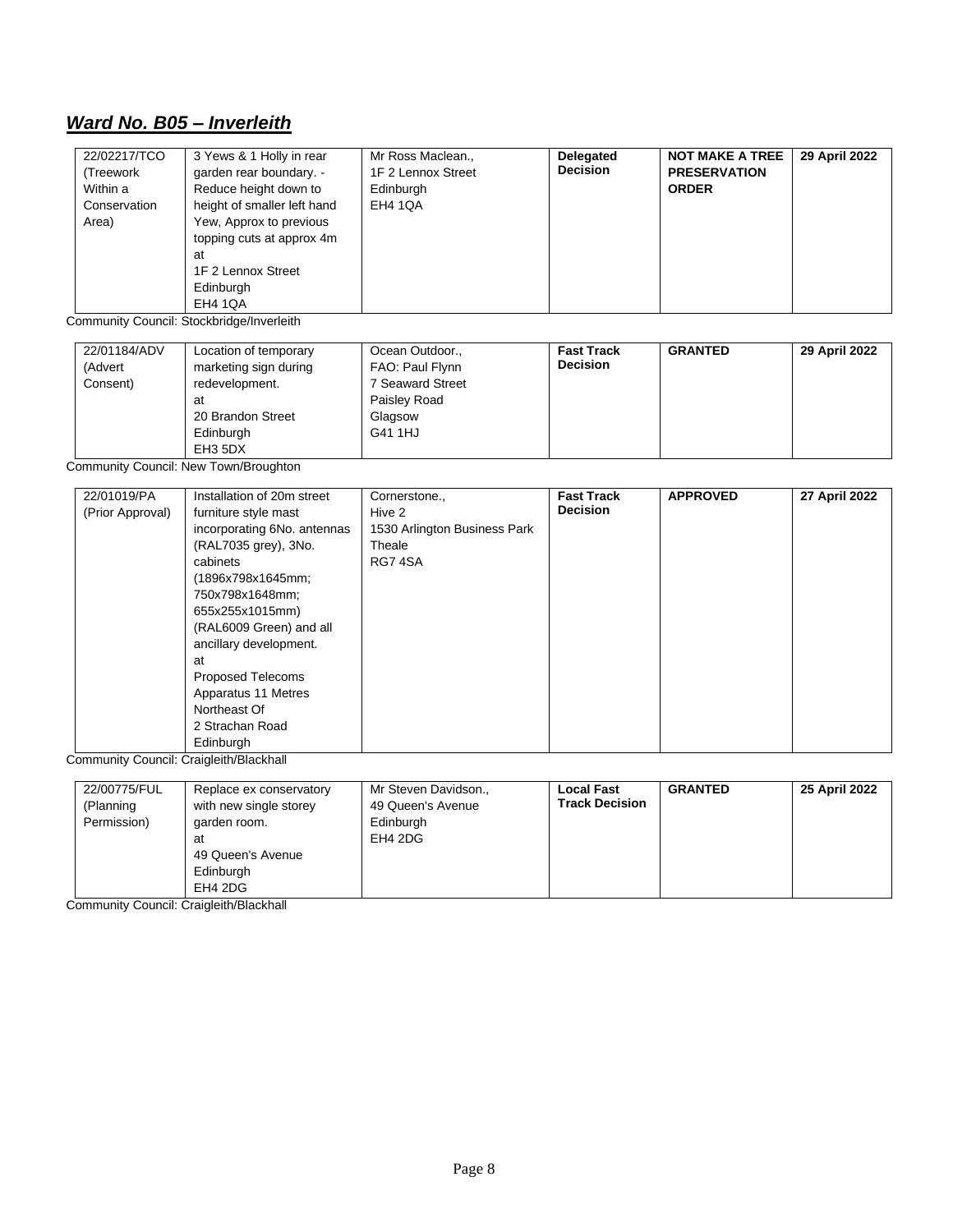## ***Ward No. B05 – Inverleith***

| | | | | | |
|---|---|---|---|---|---|
| 22/02217/TCO (Treework Within a Conservation Area) | 3 Yews & 1 Holly in rear garden rear boundary. - Reduce height down to height of smaller left hand Yew, Approx to previous topping cuts at approx 4m at 1F 2 Lennox Street Edinburgh EH4 1QA | Mr Ross Maclean., 1F 2 Lennox Street Edinburgh EH4 1QA | **Delegated Decision** | **NOT MAKE A TREE PRESERVATION ORDER** | **29 April 2022** |

Community Council: Stockbridge/Inverleith

| | | | | | |
|---|---|---|---|---|---|
| 22/01184/ADV (Advert Consent) | Location of temporary marketing sign during redevelopment. at 20 Brandon Street Edinburgh EH3 5DX | Ocean Outdoor., FAO: Paul Flynn 7 Seaward Street Paisley Road Glagsow G41 1HJ | **Fast Track Decision** | **GRANTED** | **29 April 2022** |

Community Council: New Town/Broughton

| | | | | | |
|---|---|---|---|---|---|
| 22/01019/PA (Prior Approval) | Installation of 20m street furniture style mast incorporating 6No. antennas (RAL7035 grey), 3No. cabinets (1896x798x1645mm; 750x798x1648mm; 655x255x1015mm) (RAL6009 Green) and all ancillary development. at Proposed Telecoms Apparatus 11 Metres Northeast Of 2 Strachan Road Edinburgh | Cornerstone., Hive 2 1530 Arlington Business Park Theale RG7 4SA | **Fast Track Decision** | **APPROVED** | **27 April 2022** |

Community Council: Craigleith/Blackhall

| | | | | | |
|---|---|---|---|---|---|
| 22/00775/FUL (Planning Permission) | Replace ex conservatory with new single storey garden room. at 49 Queen's Avenue Edinburgh EH4 2DG | Mr Steven Davidson., 49 Queen's Avenue Edinburgh EH4 2DG | **Local Fast Track Decision** | **GRANTED** | **25 April 2022** |

Community Council: Craigleith/Blackhall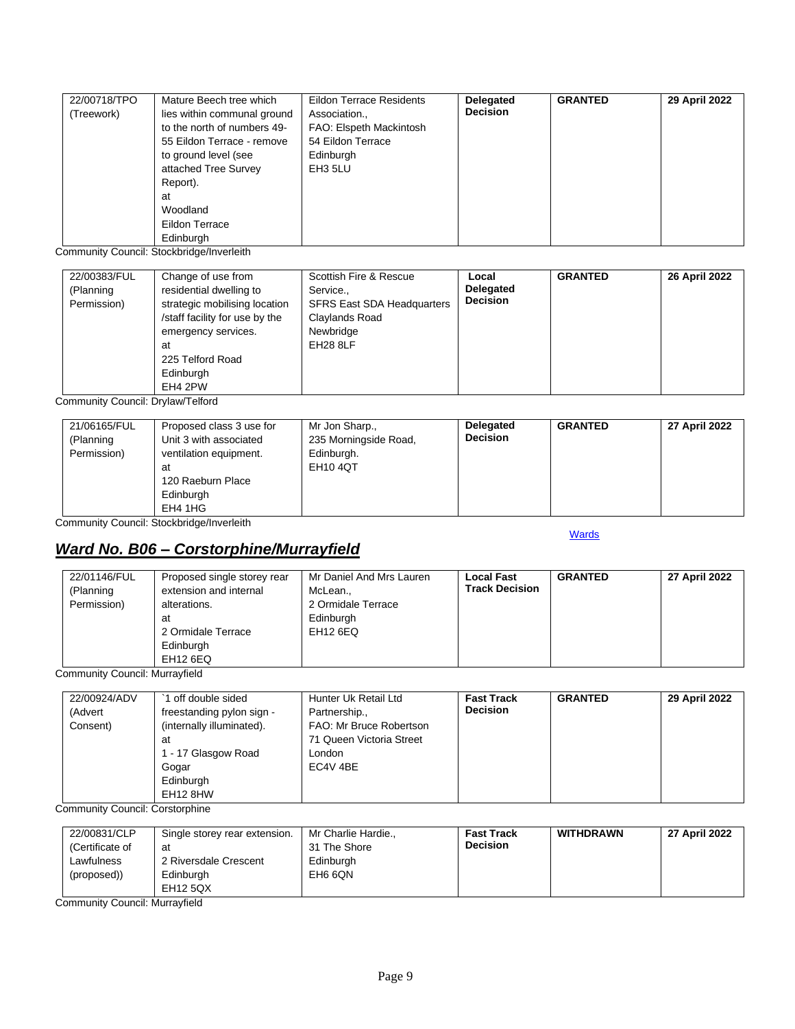| | | | | | |
|---|---|---|---|---|---|
| 22/00718/TPO (Treework) | Mature Beech tree which lies within communal ground to the north of numbers 49-55 Eildon Terrace - remove to ground level (see attached Tree Survey Report). at Woodland Eildon Terrace Edinburgh | Eildon Terrace Residents Association., FAO: Elspeth Mackintosh 54 Eildon Terrace Edinburgh EH3 5LU | **Delegated Decision** | **GRANTED** | **29 April 2022** |

Community Council: Stockbridge/Inverleith

| | | | | | |
|---|---|---|---|---|---|
| 22/00383/FUL (Planning Permission) | Change of use from residential dwelling to strategic mobilising location /staff facility for use by the emergency services. at 225 Telford Road Edinburgh EH4 2PW | Scottish Fire & Rescue Service., SFRS East SDA Headquarters Claylands Road Newbridge EH28 8LF | **Local Delegated Decision** | **GRANTED** | **26 April 2022** |

Community Council: Drylaw/Telford

| | | | | | |
|---|---|---|---|---|---|
| 21/06165/FUL (Planning Permission) | Proposed class 3 use for Unit 3 with associated ventilation equipment. at 120 Raeburn Place Edinburgh EH4 1HG | Mr Jon Sharp., 235 Morningside Road, Edinburgh. EH10 4QT | **Delegated Decision** | **GRANTED** | **27 April 2022** |

Community Council: Stockbridge/Inverleith

Wards

## ***Ward No. B06 – Corstorphine/Murrayfield***

| | | | | | |
|---|---|---|---|---|---|
| 22/01146/FUL (Planning Permission) | Proposed single storey rear extension and internal alterations. at 2 Ormidale Terrace Edinburgh EH12 6EQ | Mr Daniel And Mrs Lauren McLean., 2 Ormidale Terrace Edinburgh EH12 6EQ | **Local Fast Track Decision** | **GRANTED** | **27 April 2022** |

Community Council: Murrayfield

| | | | | | |
|---|---|---|---|---|---|
| 22/00924/ADV (Advert Consent) | `1 off double sided freestanding pylon sign - (internally illuminated). at 1 - 17 Glasgow Road Gogar Edinburgh EH12 8HW | Hunter Uk Retail Ltd Partnership., FAO: Mr Bruce Robertson 71 Queen Victoria Street London EC4V 4BE | **Fast Track Decision** | **GRANTED** | **29 April 2022** |

Community Council: Corstorphine

| | | | | | |
|---|---|---|---|---|---|
| 22/00831/CLP (Certificate of Lawfulness (proposed)) | Single storey rear extension. at 2 Riversdale Crescent Edinburgh EH12 5QX | Mr Charlie Hardie., 31 The Shore Edinburgh EH6 6QN | **Fast Track Decision** | **WITHDRAWN** | **27 April 2022** |

Community Council: Murrayfield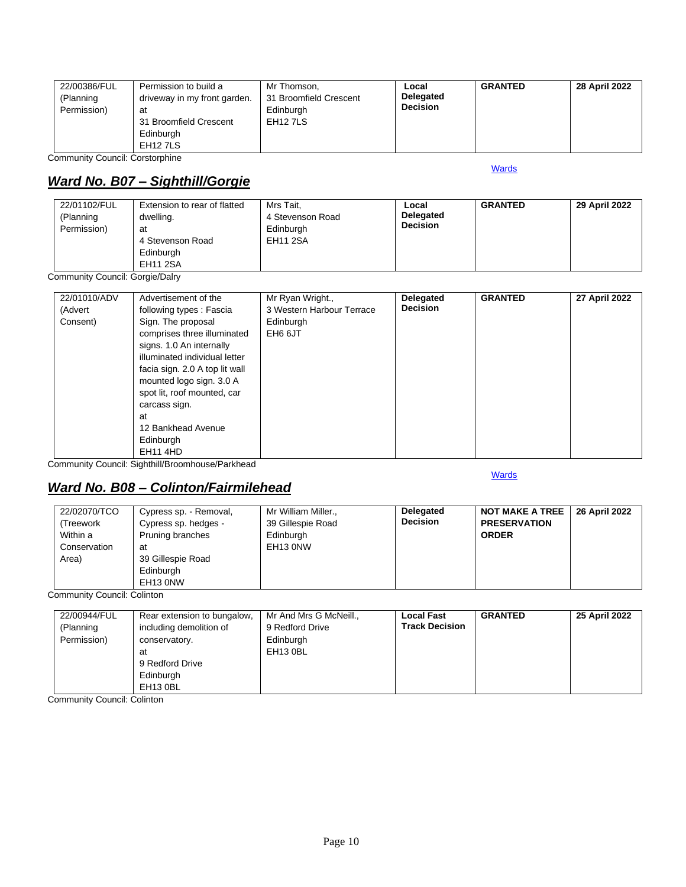| 22/00386/FUL (Planning Permission) | Permission to build a driveway in my front garden. at 31 Broomfield Crescent Edinburgh EH12 7LS | Mr Thomson, 31 Broomfield Crescent Edinburgh EH12 7LS | **Local Delegated Decision** | **GRANTED** | **28 April 2022** |
|---|---|---|---|---|---|

Community Council: Corstorphine

Wards

## ***Ward No. B07 – Sighthill/Gorgie***

| 22/01102/FUL (Planning Permission) | Extension to rear of flatted dwelling. at 4 Stevenson Road Edinburgh EH11 2SA | Mrs Tait, 4 Stevenson Road Edinburgh EH11 2SA | **Local Delegated Decision** | **GRANTED** | **29 April 2022** |
|---|---|---|---|---|---|

Community Council: Gorgie/Dalry

| 22/01010/ADV (Advert Consent) | Advertisement of the following types : Fascia Sign. The proposal comprises three illuminated signs. 1.0 An internally illuminated individual letter facia sign. 2.0 A top lit wall mounted logo sign. 3.0 A spot lit, roof mounted, car carcass sign. at 12 Bankhead Avenue Edinburgh EH11 4HD | Mr Ryan Wright., 3 Western Harbour Terrace Edinburgh EH6 6JT | **Delegated Decision** | **GRANTED** | **27 April 2022** |
|---|---|---|---|---|---|

Community Council: Sighthill/Broomhouse/Parkhead

Wards

## ***Ward No. B08 – Colinton/Fairmilehead***

| 22/02070/TCO (Treework Within a Conservation Area) | Cypress sp. - Removal, Cypress sp. hedges - Pruning branches at 39 Gillespie Road Edinburgh EH13 0NW | Mr William Miller., 39 Gillespie Road Edinburgh EH13 0NW | **Delegated Decision** | **NOT MAKE A TREE PRESERVATION ORDER** | **26 April 2022** |
|---|---|---|---|---|---|

Community Council: Colinton

| 22/00944/FUL (Planning Permission) | Rear extension to bungalow, including demolition of conservatory. at 9 Redford Drive Edinburgh EH13 0BL | Mr And Mrs G McNeill., 9 Redford Drive Edinburgh EH13 0BL | **Local Fast Track Decision** | **GRANTED** | **25 April 2022** |
|---|---|---|---|---|---|

Community Council: Colinton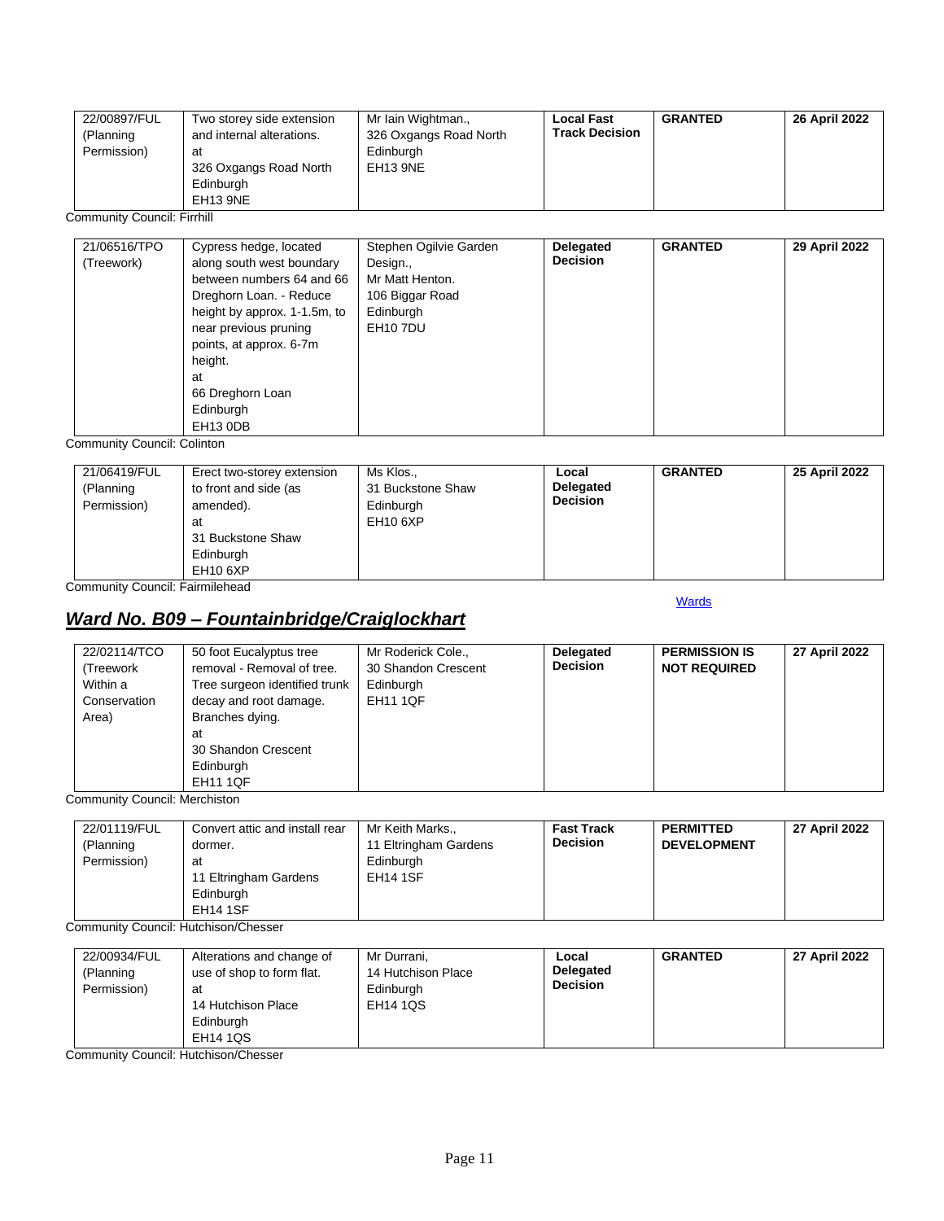| | | | | | |
|---|---|---|---|---|---|
| 22/00897/FUL (Planning Permission) | Two storey side extension and internal alterations. at 326 Oxgangs Road North Edinburgh EH13 9NE | Mr Iain Wightman., 326 Oxgangs Road North Edinburgh EH13 9NE | **Local Fast Track Decision** | **GRANTED** | **26 April 2022** |

Community Council: Firrhill

| | | | | | |
|---|---|---|---|---|---|
| 21/06516/TPO (Treework) | Cypress hedge, located along south west boundary between numbers 64 and 66 Dreghorn Loan. - Reduce height by approx. 1-1.5m, to near previous pruning points, at approx. 6-7m height. at 66 Dreghorn Loan Edinburgh EH13 0DB | Stephen Ogilvie Garden Design., Mr Matt Henton. 106 Biggar Road Edinburgh EH10 7DU | **Delegated Decision** | **GRANTED** | **29 April 2022** |

Community Council: Colinton

| | | | | | |
|---|---|---|---|---|---|
| 21/06419/FUL (Planning Permission) | Erect two-storey extension to front and side (as amended). at 31 Buckstone Shaw Edinburgh EH10 6XP | Ms Klos., 31 Buckstone Shaw Edinburgh EH10 6XP | **Local Delegated Decision** | **GRANTED** | **25 April 2022** |

Community Council: Fairmilehead

Wards

## ***Ward No. B09 – Fountainbridge/Craiglockhart***

| | | | | | |
|---|---|---|---|---|---|
| 22/02114/TCO (Treework Within a Conservation Area) | 50 foot Eucalyptus tree removal - Removal of tree. Tree surgeon identified trunk decay and root damage. Branches dying. at 30 Shandon Crescent Edinburgh EH11 1QF | Mr Roderick Cole., 30 Shandon Crescent Edinburgh EH11 1QF | **Delegated Decision** | **PERMISSION IS NOT REQUIRED** | **27 April 2022** |

Community Council: Merchiston

| | | | | | |
|---|---|---|---|---|---|
| 22/01119/FUL (Planning Permission) | Convert attic and install rear dormer. at 11 Eltringham Gardens Edinburgh EH14 1SF | Mr Keith Marks., 11 Eltringham Gardens Edinburgh EH14 1SF | **Fast Track Decision** | **PERMITTED DEVELOPMENT** | **27 April 2022** |

Community Council: Hutchison/Chesser

| | | | | | |
|---|---|---|---|---|---|
| 22/00934/FUL (Planning Permission) | Alterations and change of use of shop to form flat. at 14 Hutchison Place Edinburgh EH14 1QS | Mr Durrani, 14 Hutchison Place Edinburgh EH14 1QS | **Local Delegated Decision** | **GRANTED** | **27 April 2022** |

Community Council: Hutchison/Chesser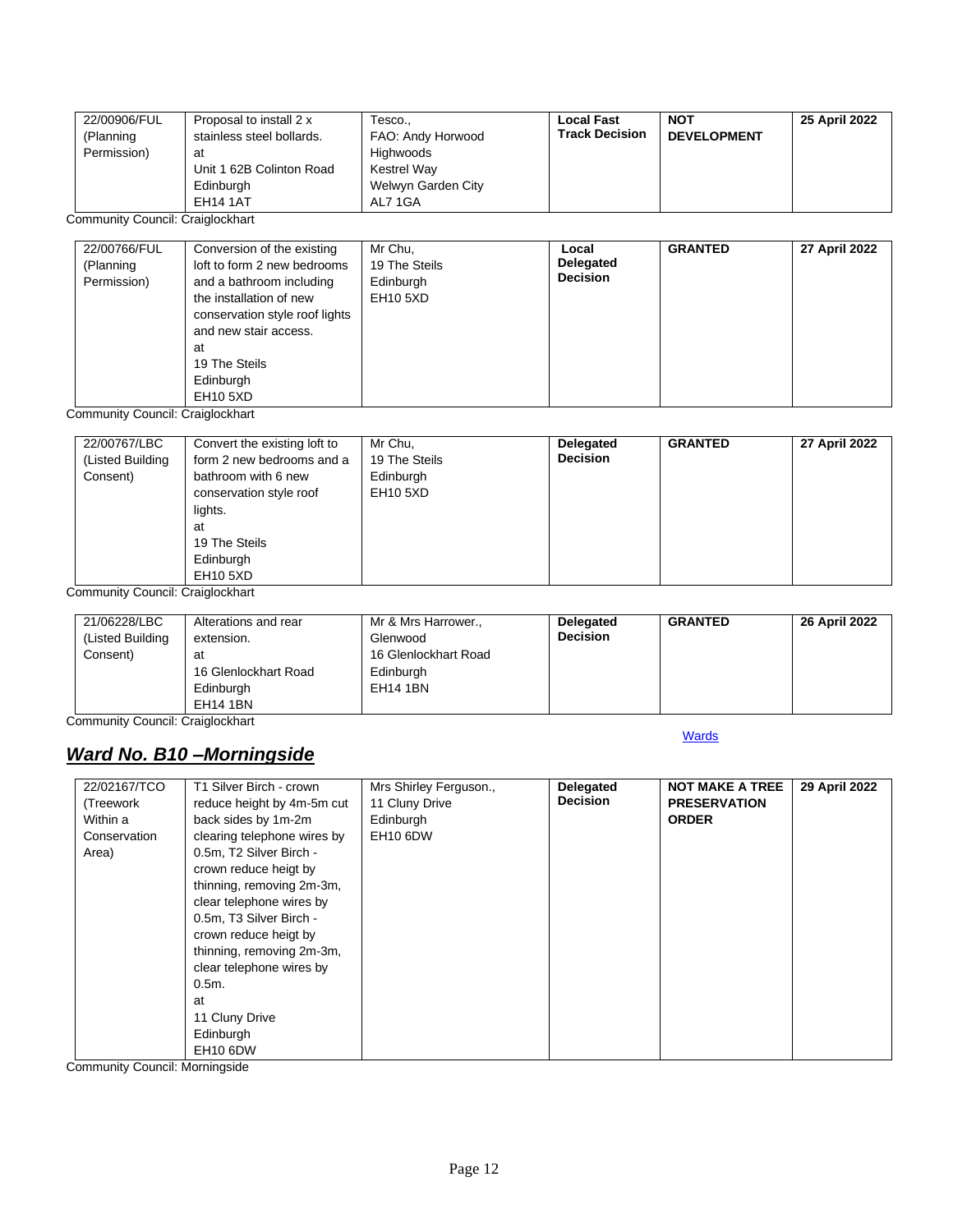| | | | | | |
|---|---|---|---|---|---|
| 22/00906/FUL (Planning Permission) | Proposal to install 2 x stainless steel bollards. at Unit 1 62B Colinton Road Edinburgh EH14 1AT | Tesco., FAO: Andy Horwood Highwoods Kestrel Way Welwyn Garden City AL7 1GA | **Local Fast Track Decision** | **NOT DEVELOPMENT** | **25 April 2022** |

Community Council: Craiglockhart

| | | | | | |
|---|---|---|---|---|---|
| 22/00766/FUL (Planning Permission) | Conversion of the existing loft to form 2 new bedrooms and a bathroom including the installation of new conservation style roof lights and new stair access. at 19 The Steils Edinburgh EH10 5XD | Mr Chu, 19 The Steils Edinburgh EH10 5XD | **Local Delegated Decision** | **GRANTED** | **27 April 2022** |

Community Council: Craiglockhart

| | | | | | |
|---|---|---|---|---|---|
| 22/00767/LBC (Listed Building Consent) | Convert the existing loft to form 2 new bedrooms and a bathroom with 6 new conservation style roof lights. at 19 The Steils Edinburgh EH10 5XD | Mr Chu, 19 The Steils Edinburgh EH10 5XD | **Delegated Decision** | **GRANTED** | **27 April 2022** |

Community Council: Craiglockhart

| | | | | | |
|---|---|---|---|---|---|
| 21/06228/LBC (Listed Building Consent) | Alterations and rear extension. at 16 Glenlockhart Road Edinburgh EH14 1BN | Mr & Mrs Harrower., Glenwood 16 Glenlockhart Road Edinburgh EH14 1BN | **Delegated Decision** | **GRANTED** | **26 April 2022** |

Community Council: Craiglockhart

Wards

## ***Ward No. B10 –Morningside***

| | | | | | |
|---|---|---|---|---|---|
| 22/02167/TCO (Treework Within a Conservation Area) | T1 Silver Birch - crown reduce height by 4m-5m cut back sides by 1m-2m clearing telephone wires by 0.5m, T2 Silver Birch - crown reduce heigt by thinning, removing 2m-3m, clear telephone wires by 0.5m, T3 Silver Birch - crown reduce heigt by thinning, removing 2m-3m, clear telephone wires by 0.5m. at 11 Cluny Drive Edinburgh EH10 6DW | Mrs Shirley Ferguson., 11 Cluny Drive Edinburgh EH10 6DW | **Delegated Decision** | **NOT MAKE A TREE PRESERVATION ORDER** | **29 April 2022** |

Community Council: Morningside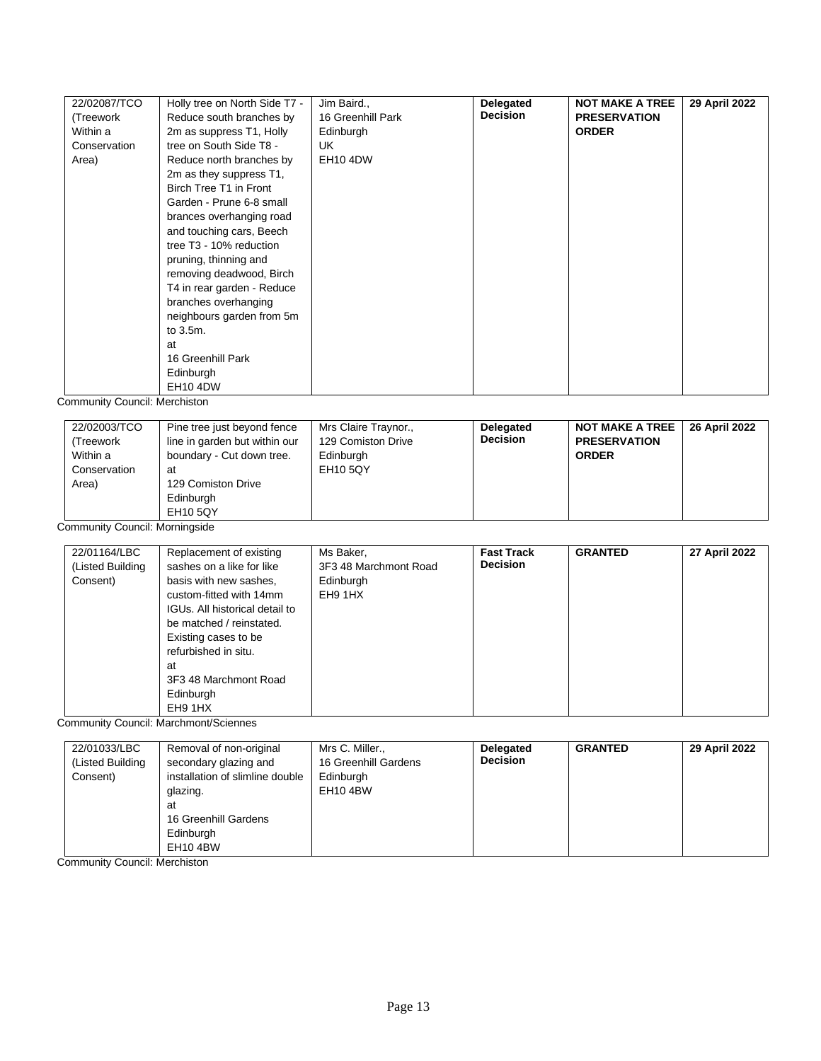| | | | | | |
|---|---|---|---|---|---|
| 22/02087/TCO (Treework Within a Conservation Area) | Holly tree on North Side T7 - Reduce south branches by 2m as suppress T1, Holly tree on South Side T8 - Reduce north branches by 2m as they suppress T1, Birch Tree T1 in Front Garden - Prune 6-8 small brances overhanging road and touching cars, Beech tree T3 - 10% reduction pruning, thinning and removing deadwood, Birch T4 in rear garden - Reduce branches overhanging neighbours garden from 5m to 3.5m. at 16 Greenhill Park Edinburgh EH10 4DW | Jim Baird., 16 Greenhill Park Edinburgh UK EH10 4DW | **Delegated Decision** | **NOT MAKE A TREE PRESERVATION ORDER** | **29 April 2022** |

Community Council: Merchiston

| | | | | | |
|---|---|---|---|---|---|
| 22/02003/TCO (Treework Within a Conservation Area) | Pine tree just beyond fence line in garden but within our boundary - Cut down tree. at 129 Comiston Drive Edinburgh EH10 5QY | Mrs Claire Traynor., 129 Comiston Drive Edinburgh EH10 5QY | **Delegated Decision** | **NOT MAKE A TREE PRESERVATION ORDER** | **26 April 2022** |

Community Council: Morningside

| | | | | | |
|---|---|---|---|---|---|
| 22/01164/LBC (Listed Building Consent) | Replacement of existing sashes on a like for like basis with new sashes, custom-fitted with 14mm IGUs. All historical detail to be matched / reinstated. Existing cases to be refurbished in situ. at 3F3 48 Marchmont Road Edinburgh EH9 1HX | Ms Baker, 3F3 48 Marchmont Road Edinburgh EH9 1HX | **Fast Track Decision** | **GRANTED** | **27 April 2022** |

Community Council: Marchmont/Sciennes

| | | | | | |
|---|---|---|---|---|---|
| 22/01033/LBC (Listed Building Consent) | Removal of non-original secondary glazing and installation of slimline double glazing. at 16 Greenhill Gardens Edinburgh EH10 4BW | Mrs C. Miller., 16 Greenhill Gardens Edinburgh EH10 4BW | **Delegated Decision** | **GRANTED** | **29 April 2022** |

Community Council: Merchiston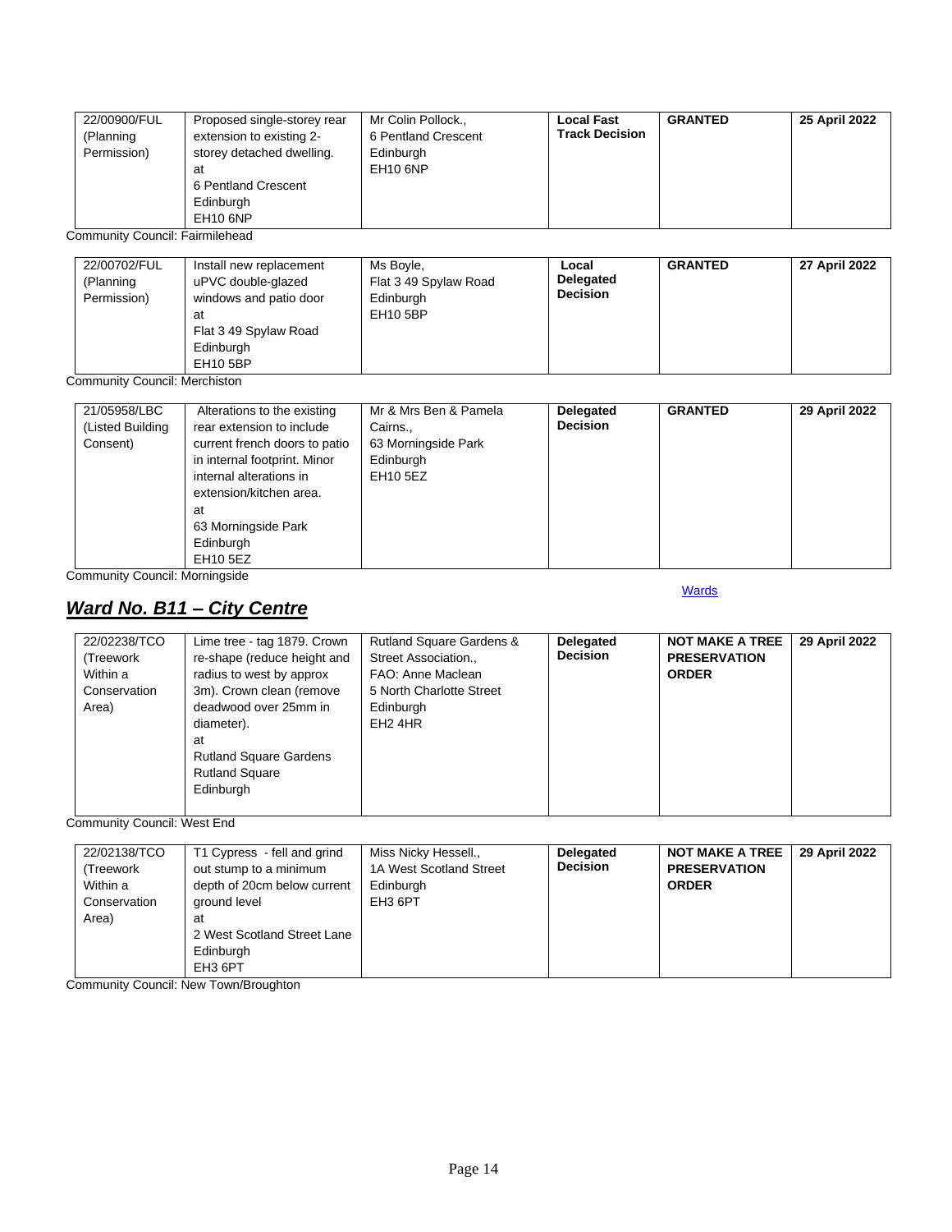| | | | | | |
|---|---|---|---|---|---|
| 22/00900/FUL (Planning Permission) | Proposed single-storey rear extension to existing 2-storey detached dwelling. at 6 Pentland Crescent Edinburgh EH10 6NP | Mr Colin Pollock., 6 Pentland Crescent Edinburgh EH10 6NP | **Local Fast Track Decision** | **GRANTED** | **25 April 2022** |

Community Council: Fairmilehead

| | | | | | |
|---|---|---|---|---|---|
| 22/00702/FUL (Planning Permission) | Install new replacement uPVC double-glazed windows and patio door at Flat 3 49 Spylaw Road Edinburgh EH10 5BP | Ms Boyle, Flat 3 49 Spylaw Road Edinburgh EH10 5BP | **Local Delegated Decision** | **GRANTED** | **27 April 2022** |

Community Council: Merchiston

| | | | | | |
|---|---|---|---|---|---|
| 21/05958/LBC (Listed Building Consent) | Alterations to the existing rear extension to include current french doors to patio in internal footprint. Minor internal alterations in extension/kitchen area. at 63 Morningside Park Edinburgh EH10 5EZ | Mr & Mrs Ben & Pamela Cairns., 63 Morningside Park Edinburgh EH10 5EZ | **Delegated Decision** | **GRANTED** | **29 April 2022** |

Community Council: Morningside

Wards

## *Ward No. B11 – City Centre*

| | | | | | |
|---|---|---|---|---|---|
| 22/02238/TCO (Treework Within a Conservation Area) | Lime tree - tag 1879. Crown re-shape (reduce height and radius to west by approx 3m). Crown clean (remove deadwood over 25mm in diameter). at Rutland Square Gardens Rutland Square Edinburgh | Rutland Square Gardens & Street Association., FAO: Anne Maclean 5 North Charlotte Street Edinburgh EH2 4HR | **Delegated Decision** | **NOT MAKE A TREE PRESERVATION ORDER** | **29 April 2022** |

Community Council: West End

| | | | | | |
|---|---|---|---|---|---|
| 22/02138/TCO (Treework Within a Conservation Area) | T1 Cypress - fell and grind out stump to a minimum depth of 20cm below current ground level at 2 West Scotland Street Lane Edinburgh EH3 6PT | Miss Nicky Hessell., 1A West Scotland Street Edinburgh EH3 6PT | **Delegated Decision** | **NOT MAKE A TREE PRESERVATION ORDER** | **29 April 2022** |

Community Council: New Town/Broughton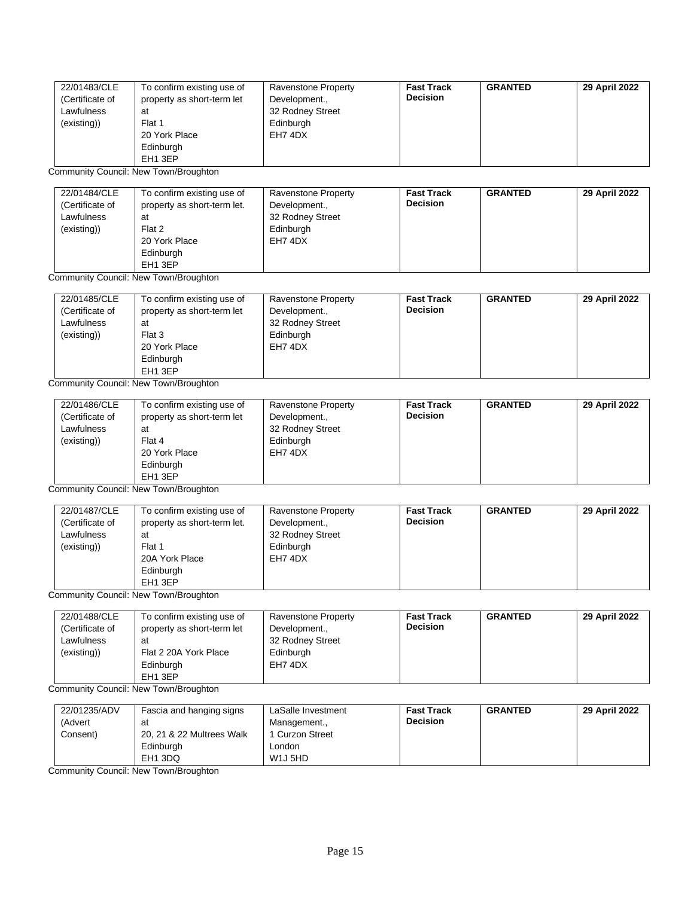| 22/01483/CLE (Certificate of Lawfulness (existing)) | To confirm existing use of property as short-term let at Flat 1 20 York Place Edinburgh EH1 3EP | Ravenstone Property Development., 32 Rodney Street Edinburgh EH7 4DX | **Fast Track Decision** | **GRANTED** | **29 April 2022** |
|---|---|---|---|---|---|

Community Council: New Town/Broughton

| 22/01484/CLE (Certificate of Lawfulness (existing)) | To confirm existing use of property as short-term let. at Flat 2 20 York Place Edinburgh EH1 3EP | Ravenstone Property Development., 32 Rodney Street Edinburgh EH7 4DX | **Fast Track Decision** | **GRANTED** | **29 April 2022** |
|---|---|---|---|---|---|

Community Council: New Town/Broughton

| 22/01485/CLE (Certificate of Lawfulness (existing)) | To confirm existing use of property as short-term let at Flat 3 20 York Place Edinburgh EH1 3EP | Ravenstone Property Development., 32 Rodney Street Edinburgh EH7 4DX | **Fast Track Decision** | **GRANTED** | **29 April 2022** |
|---|---|---|---|---|---|

Community Council: New Town/Broughton

| 22/01486/CLE (Certificate of Lawfulness (existing)) | To confirm existing use of property as short-term let at Flat 4 20 York Place Edinburgh EH1 3EP | Ravenstone Property Development., 32 Rodney Street Edinburgh EH7 4DX | **Fast Track Decision** | **GRANTED** | **29 April 2022** |
|---|---|---|---|---|---|

Community Council: New Town/Broughton

| 22/01487/CLE (Certificate of Lawfulness (existing)) | To confirm existing use of property as short-term let. at Flat 1 20A York Place Edinburgh EH1 3EP | Ravenstone Property Development., 32 Rodney Street Edinburgh EH7 4DX | **Fast Track Decision** | **GRANTED** | **29 April 2022** |
|---|---|---|---|---|---|

Community Council: New Town/Broughton

| 22/01488/CLE (Certificate of Lawfulness (existing)) | To confirm existing use of property as short-term let at Flat 2 20A York Place Edinburgh EH1 3EP | Ravenstone Property Development., 32 Rodney Street Edinburgh EH7 4DX | **Fast Track Decision** | **GRANTED** | **29 April 2022** |
|---|---|---|---|---|---|

Community Council: New Town/Broughton

| 22/01235/ADV (Advert Consent) | Fascia and hanging signs at 20, 21 & 22 Multrees Walk Edinburgh EH1 3DQ | LaSalle Investment Management., 1 Curzon Street London W1J 5HD | **Fast Track Decision** | **GRANTED** | **29 April 2022** |
|---|---|---|---|---|---|

Community Council: New Town/Broughton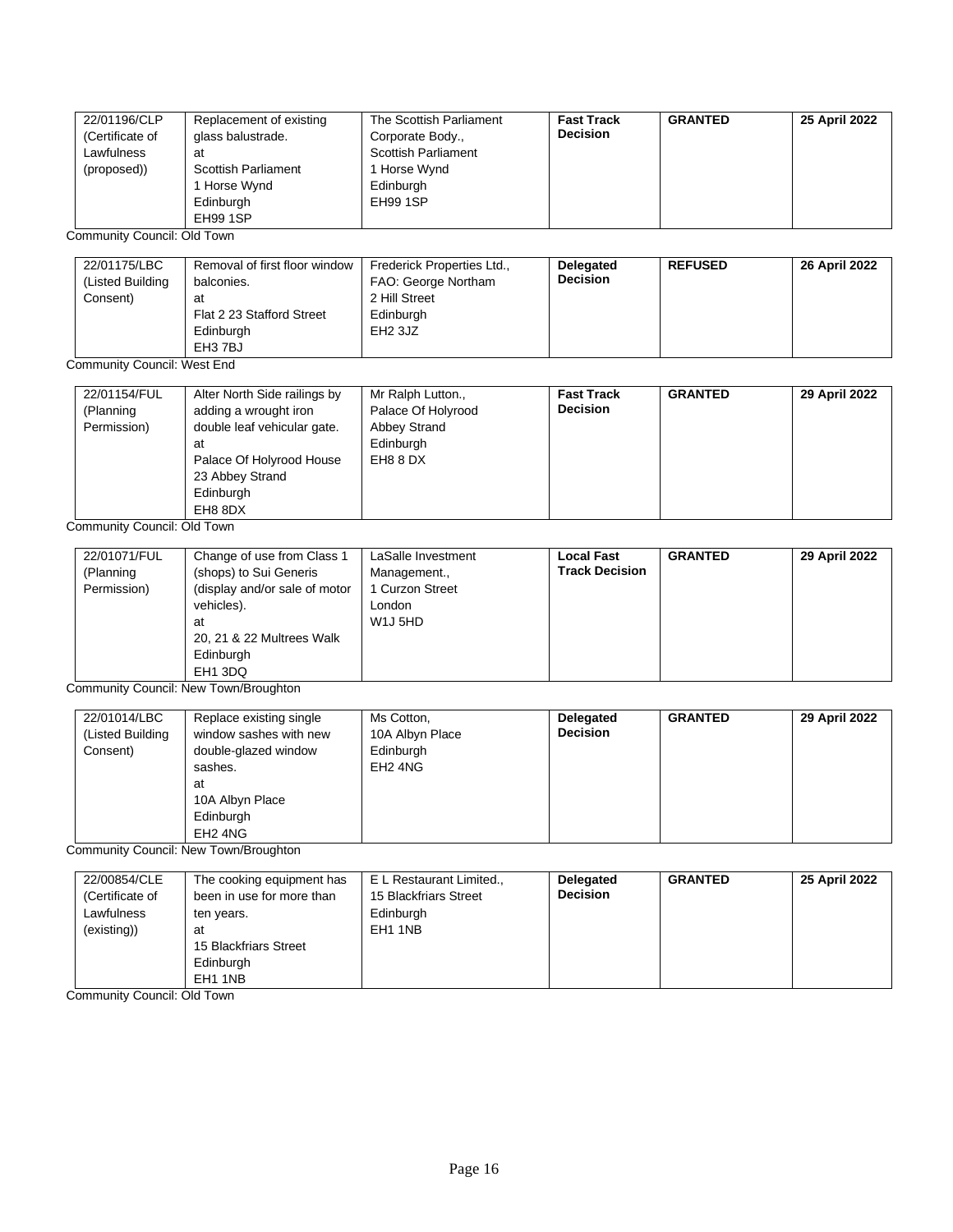| 22/01196/CLP (Certificate of Lawfulness (proposed)) | Replacement of existing glass balustrade. at Scottish Parliament 1 Horse Wynd Edinburgh EH99 1SP | The Scottish Parliament Corporate Body., Scottish Parliament 1 Horse Wynd Edinburgh EH99 1SP | **Fast Track Decision** | **GRANTED** | **25 April 2022** |
|---|---|---|---|---|---|

Community Council: Old Town

| 22/01175/LBC (Listed Building Consent) | Removal of first floor window balconies. at Flat 2 23 Stafford Street Edinburgh EH3 7BJ | Frederick Properties Ltd., FAO: George Northam 2 Hill Street Edinburgh EH2 3JZ | **Delegated Decision** | **REFUSED** | **26 April 2022** |
|---|---|---|---|---|---|

Community Council: West End

| 22/01154/FUL (Planning Permission) | Alter North Side railings by adding a wrought iron double leaf vehicular gate. at Palace Of Holyrood House 23 Abbey Strand Edinburgh EH8 8DX | Mr Ralph Lutton., Palace Of Holyrood Abbey Strand Edinburgh EH8 8 DX | **Fast Track Decision** | **GRANTED** | **29 April 2022** |
|---|---|---|---|---|---|

Community Council: Old Town

| 22/01071/FUL (Planning Permission) | Change of use from Class 1 (shops) to Sui Generis (display and/or sale of motor vehicles). at 20, 21 & 22 Multrees Walk Edinburgh EH1 3DQ | LaSalle Investment Management., 1 Curzon Street London W1J 5HD | **Local Fast Track Decision** | **GRANTED** | **29 April 2022** |
|---|---|---|---|---|---|

Community Council: New Town/Broughton

| 22/01014/LBC (Listed Building Consent) | Replace existing single window sashes with new double-glazed window sashes. at 10A Albyn Place Edinburgh EH2 4NG | Ms Cotton, 10A Albyn Place Edinburgh EH2 4NG | **Delegated Decision** | **GRANTED** | **29 April 2022** |
|---|---|---|---|---|---|

Community Council: New Town/Broughton

| 22/00854/CLE (Certificate of Lawfulness (existing)) | The cooking equipment has been in use for more than ten years. at 15 Blackfriars Street Edinburgh EH1 1NB | E L Restaurant Limited., 15 Blackfriars Street Edinburgh EH1 1NB | **Delegated Decision** | **GRANTED** | **25 April 2022** |
|---|---|---|---|---|---|

Community Council: Old Town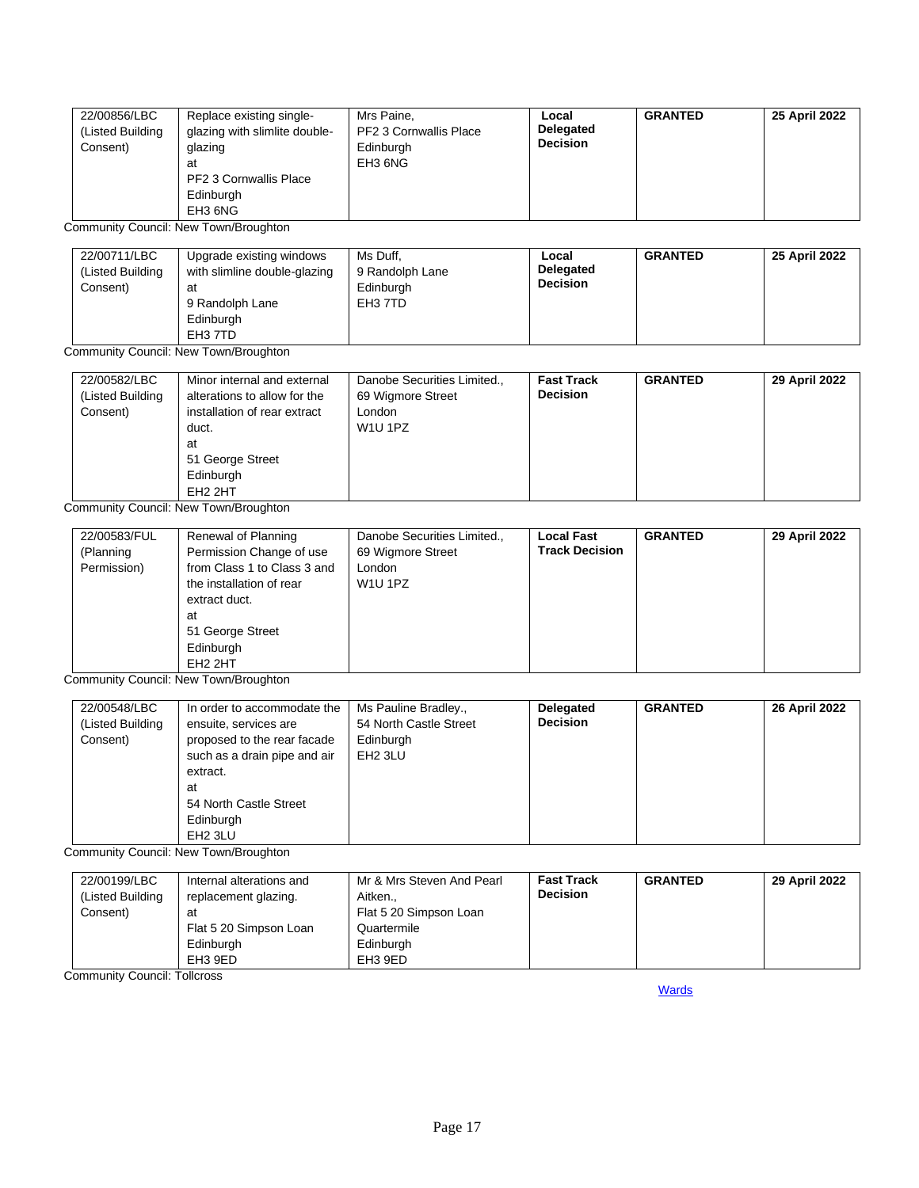| | | | | | |
|---|---|---|---|---|---|
| 22/00856/LBC (Listed Building Consent) | Replace existing single-glazing with slimlite double-glazing at PF2 3 Cornwallis Place Edinburgh EH3 6NG | Mrs Paine, PF2 3 Cornwallis Place Edinburgh EH3 6NG | **Local Delegated Decision** | **GRANTED** | **25 April 2022** |

Community Council: New Town/Broughton

| | | | | | |
|---|---|---|---|---|---|
| 22/00711/LBC (Listed Building Consent) | Upgrade existing windows with slimline double-glazing at 9 Randolph Lane Edinburgh EH3 7TD | Ms Duff, 9 Randolph Lane Edinburgh EH3 7TD | **Local Delegated Decision** | **GRANTED** | **25 April 2022** |

Community Council: New Town/Broughton

| | | | | | |
|---|---|---|---|---|---|
| 22/00582/LBC (Listed Building Consent) | Minor internal and external alterations to allow for the installation of rear extract duct. at 51 George Street Edinburgh EH2 2HT | Danobe Securities Limited., 69 Wigmore Street London W1U 1PZ | **Fast Track Decision** | **GRANTED** | **29 April 2022** |

Community Council: New Town/Broughton

| | | | | | |
|---|---|---|---|---|---|
| 22/00583/FUL (Planning Permission) | Renewal of Planning Permission Change of use from Class 1 to Class 3 and the installation of rear extract duct. at 51 George Street Edinburgh EH2 2HT | Danobe Securities Limited., 69 Wigmore Street London W1U 1PZ | **Local Fast Track Decision** | **GRANTED** | **29 April 2022** |

Community Council: New Town/Broughton

| | | | | | |
|---|---|---|---|---|---|
| 22/00548/LBC (Listed Building Consent) | In order to accommodate the ensuite, services are proposed to the rear facade such as a drain pipe and air extract. at 54 North Castle Street Edinburgh EH2 3LU | Ms Pauline Bradley., 54 North Castle Street Edinburgh EH2 3LU | **Delegated Decision** | **GRANTED** | **26 April 2022** |

Community Council: New Town/Broughton

| | | | | | |
|---|---|---|---|---|---|
| 22/00199/LBC (Listed Building Consent) | Internal alterations and replacement glazing. at Flat 5 20 Simpson Loan Edinburgh EH3 9ED | Mr & Mrs Steven And Pearl Aitken., Flat 5 20 Simpson Loan Quartermile Edinburgh EH3 9ED | **Fast Track Decision** | **GRANTED** | **29 April 2022** |

Community Council: Tollcross

Wards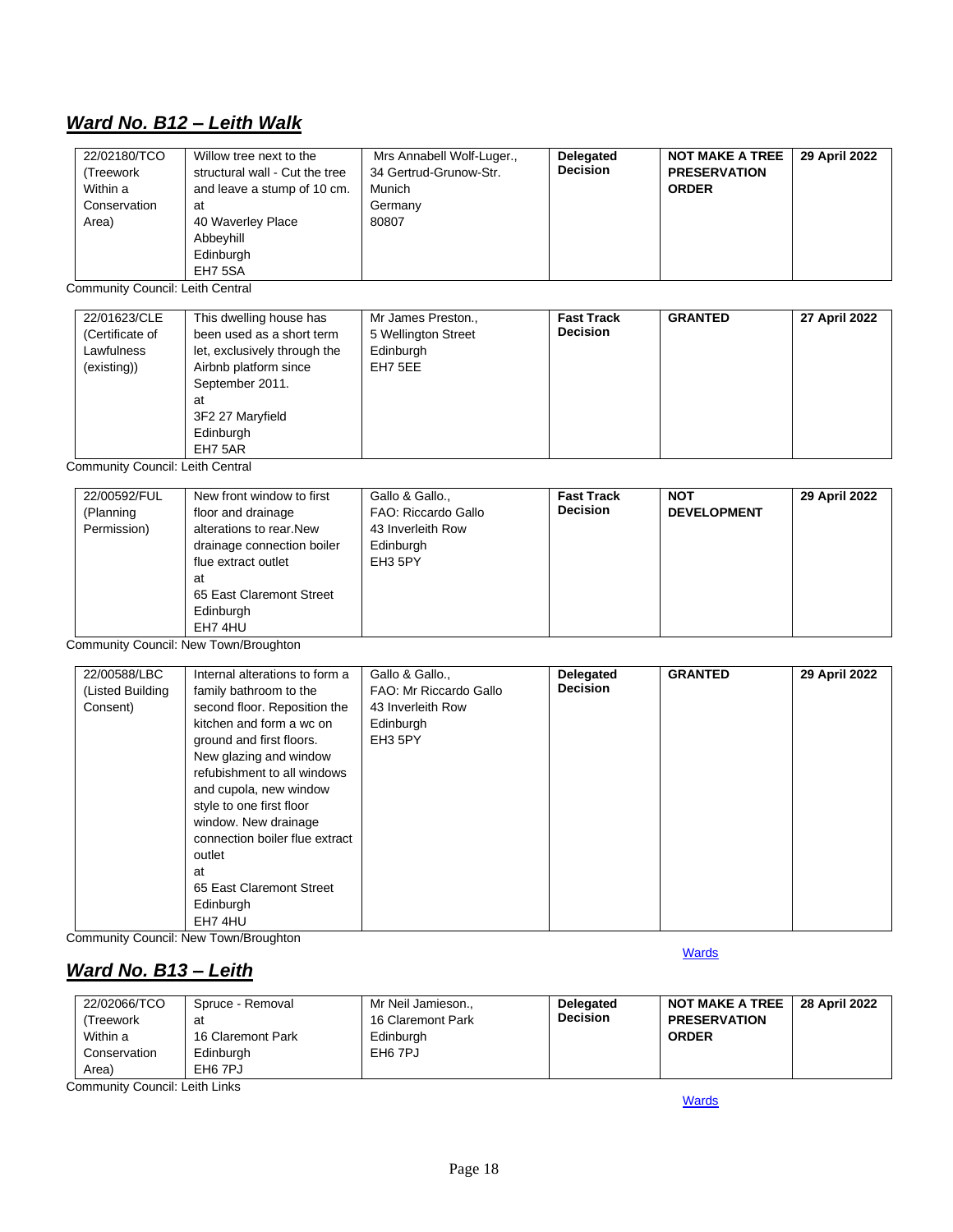## *Ward No. B12 – Leith Walk*

| | | | | | |
|---|---|---|---|---|---|
| 22/02180/TCO (Treework Within a Conservation Area) | Willow tree next to the structural wall - Cut the tree and leave a stump of 10 cm. at 40 Waverley Place Abbeyhill Edinburgh EH7 5SA | Mrs Annabell Wolf-Luger., 34 Gertrud-Grunow-Str. Munich Germany 80807 | **Delegated Decision** | **NOT MAKE A TREE PRESERVATION ORDER** | **29 April 2022** |

Community Council: Leith Central

| | | | | | |
|---|---|---|---|---|---|
| 22/01623/CLE (Certificate of Lawfulness (existing)) | This dwelling house has been used as a short term let, exclusively through the Airbnb platform since September 2011. at 3F2 27 Maryfield Edinburgh EH7 5AR | Mr James Preston., 5 Wellington Street Edinburgh EH7 5EE | **Fast Track Decision** | **GRANTED** | **27 April 2022** |

Community Council: Leith Central

| | | | | | |
|---|---|---|---|---|---|
| 22/00592/FUL (Planning Permission) | New front window to first floor and drainage alterations to rear.New drainage connection boiler flue extract outlet at 65 East Claremont Street Edinburgh EH7 4HU | Gallo & Gallo., FAO: Riccardo Gallo 43 Inverleith Row Edinburgh EH3 5PY | **Fast Track Decision** | **NOT DEVELOPMENT** | **29 April 2022** |

Community Council: New Town/Broughton

| | | | | | |
|---|---|---|---|---|---|
| 22/00588/LBC (Listed Building Consent) | Internal alterations to form a family bathroom to the second floor. Reposition the kitchen and form a wc on ground and first floors. New glazing and window refubishment to all windows and cupola, new window style to one first floor window. New drainage connection boiler flue extract outlet at 65 East Claremont Street Edinburgh EH7 4HU | Gallo & Gallo., FAO: Mr Riccardo Gallo 43 Inverleith Row Edinburgh EH3 5PY | **Delegated Decision** | **GRANTED** | **29 April 2022** |

Community Council: New Town/Broughton

Wards

## *Ward No. B13 – Leith*

| | | | | | |
|---|---|---|---|---|---|
| 22/02066/TCO (Treework Within a Conservation Area) | Spruce - Removal at 16 Claremont Park Edinburgh EH6 7PJ | Mr Neil Jamieson., 16 Claremont Park Edinburgh EH6 7PJ | **Delegated Decision** | **NOT MAKE A TREE PRESERVATION ORDER** | **28 April 2022** |

Community Council: Leith Links

Wards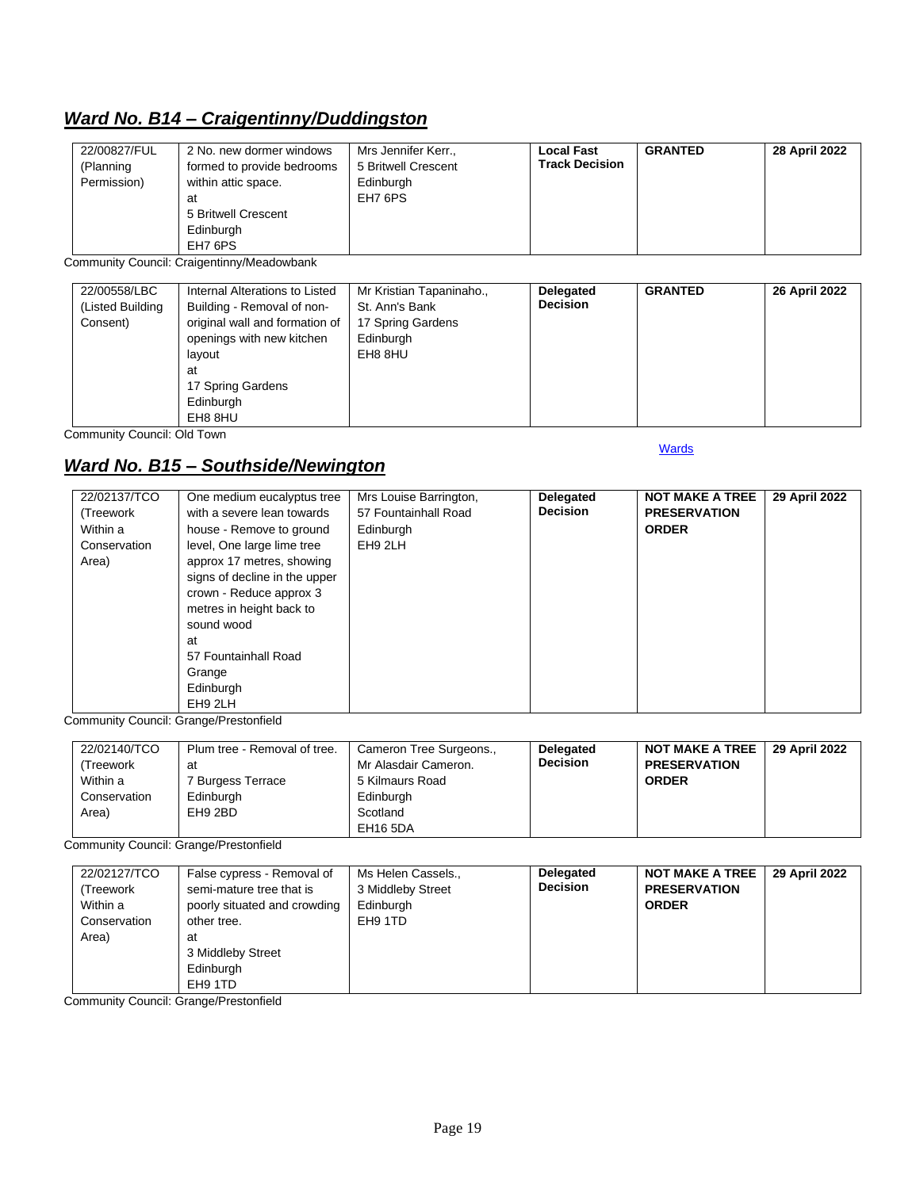## ***Ward No. B14 – Craigentinny/Duddingston***

| | | | | | |
|---|---|---|---|---|---|
| 22/00827/FUL (Planning Permission) | 2 No. new dormer windows formed to provide bedrooms within attic space. at 5 Britwell Crescent Edinburgh EH7 6PS | Mrs Jennifer Kerr., 5 Britwell Crescent Edinburgh EH7 6PS | **Local Fast Track Decision** | **GRANTED** | **28 April 2022** |

Community Council: Craigentinny/Meadowbank

| | | | | | |
|---|---|---|---|---|---|
| 22/00558/LBC (Listed Building Consent) | Internal Alterations to Listed Building - Removal of non-original wall and formation of openings with new kitchen layout at 17 Spring Gardens Edinburgh EH8 8HU | Mr Kristian Tapaninaho., St. Ann's Bank 17 Spring Gardens Edinburgh EH8 8HU | **Delegated Decision** | **GRANTED** | **26 April 2022** |

Community Council: Old Town

Wards

## ***Ward No. B15 – Southside/Newington***

| | | | | | |
|---|---|---|---|---|---|
| 22/02137/TCO (Treework Within a Conservation Area) | One medium eucalyptus tree with a severe lean towards house - Remove to ground level, One large lime tree approx 17 metres, showing signs of decline in the upper crown - Reduce approx 3 metres in height back to sound wood at 57 Fountainhall Road Grange Edinburgh EH9 2LH | Mrs Louise Barrington, 57 Fountainhall Road Edinburgh EH9 2LH | **Delegated Decision** | **NOT MAKE A TREE PRESERVATION ORDER** | **29 April 2022** |

Community Council: Grange/Prestonfield

| | | | | | |
|---|---|---|---|---|---|
| 22/02140/TCO (Treework Within a Conservation Area) | Plum tree - Removal of tree. at 7 Burgess Terrace Edinburgh EH9 2BD | Cameron Tree Surgeons., Mr Alasdair Cameron. 5 Kilmaurs Road Edinburgh Scotland EH16 5DA | **Delegated Decision** | **NOT MAKE A TREE PRESERVATION ORDER** | **29 April 2022** |

Community Council: Grange/Prestonfield

| | | | | | |
|---|---|---|---|---|---|
| 22/02127/TCO (Treework Within a Conservation Area) | False cypress - Removal of semi-mature tree that is poorly situated and crowding other tree. at 3 Middleby Street Edinburgh EH9 1TD | Ms Helen Cassels., 3 Middleby Street Edinburgh EH9 1TD | **Delegated Decision** | **NOT MAKE A TREE PRESERVATION ORDER** | **29 April 2022** |

Community Council: Grange/Prestonfield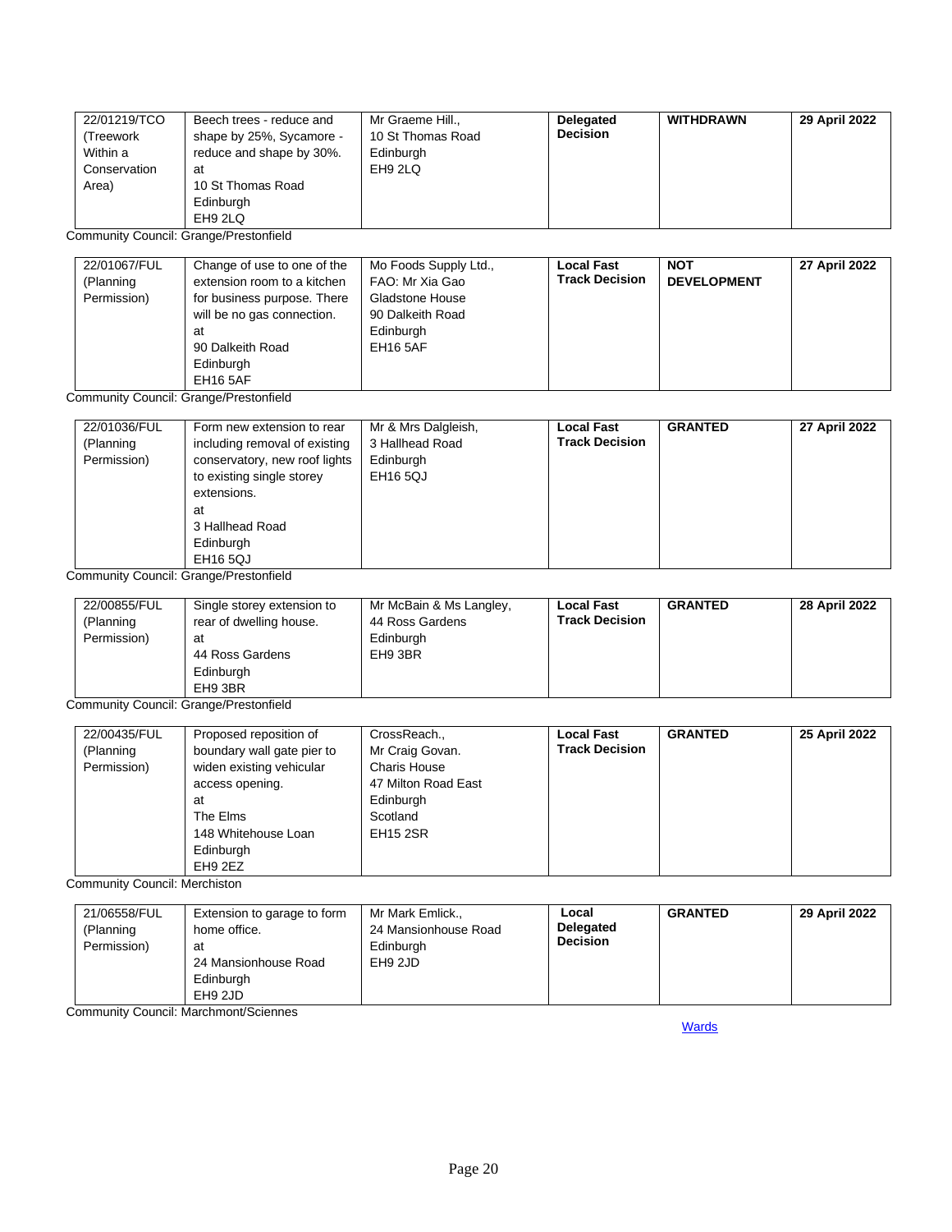| 22/01219/TCO (Treework Within a Conservation Area) | Beech trees - reduce and shape by 25%, Sycamore - reduce and shape by 30%. at 10 St Thomas Road Edinburgh EH9 2LQ | Mr Graeme Hill., 10 St Thomas Road Edinburgh EH9 2LQ | **Delegated Decision** | **WITHDRAWN** | **29 April 2022** |
|---|---|---|---|---|---|

Community Council: Grange/Prestonfield

| 22/01067/FUL (Planning Permission) | Change of use to one of the extension room to a kitchen for business purpose. There will be no gas connection. at 90 Dalkeith Road Edinburgh EH16 5AF | Mo Foods Supply Ltd., FAO: Mr Xia Gao Gladstone House 90 Dalkeith Road Edinburgh EH16 5AF | **Local Fast Track Decision** | **NOT DEVELOPMENT** | **27 April 2022** |
|---|---|---|---|---|---|

Community Council: Grange/Prestonfield

| 22/01036/FUL (Planning Permission) | Form new extension to rear including removal of existing conservatory, new roof lights to existing single storey extensions. at 3 Hallhead Road Edinburgh EH16 5QJ | Mr & Mrs Dalgleish, 3 Hallhead Road Edinburgh EH16 5QJ | **Local Fast Track Decision** | **GRANTED** | **27 April 2022** |
|---|---|---|---|---|---|

Community Council: Grange/Prestonfield

| 22/00855/FUL (Planning Permission) | Single storey extension to rear of dwelling house. at 44 Ross Gardens Edinburgh EH9 3BR | Mr McBain & Ms Langley, 44 Ross Gardens Edinburgh EH9 3BR | **Local Fast Track Decision** | **GRANTED** | **28 April 2022** |
|---|---|---|---|---|---|

Community Council: Grange/Prestonfield

| 22/00435/FUL (Planning Permission) | Proposed reposition of boundary wall gate pier to widen existing vehicular access opening. at The Elms 148 Whitehouse Loan Edinburgh EH9 2EZ | CrossReach., Mr Craig Govan. Charis House 47 Milton Road East Edinburgh Scotland EH15 2SR | **Local Fast Track Decision** | **GRANTED** | **25 April 2022** |
|---|---|---|---|---|---|

Community Council: Merchiston

| 21/06558/FUL (Planning Permission) | Extension to garage to form home office. at 24 Mansionhouse Road Edinburgh EH9 2JD | Mr Mark Emlick., 24 Mansionhouse Road Edinburgh EH9 2JD | **Local Delegated Decision** | **GRANTED** | **29 April 2022** |
|---|---|---|---|---|---|

Community Council: Marchmont/Sciennes

[Wards]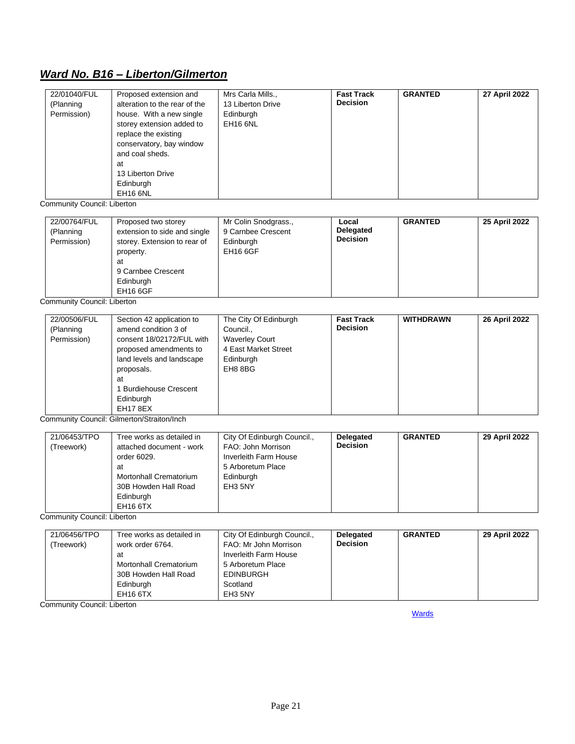## ***Ward No. B16 – Liberton/Gilmerton***

| | | | | | |
|---|---|---|---|---|---|
| 22/01040/FUL (Planning Permission) | Proposed extension and alteration to the rear of the house. With a new single storey extension added to replace the existing conservatory, bay window and coal sheds. at 13 Liberton Drive Edinburgh EH16 6NL | Mrs Carla Mills., 13 Liberton Drive Edinburgh EH16 6NL | **Fast Track Decision** | **GRANTED** | **27 April 2022** |

Community Council: Liberton

| | | | | | |
|---|---|---|---|---|---|
| 22/00764/FUL (Planning Permission) | Proposed two storey extension to side and single storey. Extension to rear of property. at 9 Carnbee Crescent Edinburgh EH16 6GF | Mr Colin Snodgrass., 9 Carnbee Crescent Edinburgh EH16 6GF | **Local Delegated Decision** | **GRANTED** | **25 April 2022** |

Community Council: Liberton

| | | | | | |
|---|---|---|---|---|---|
| 22/00506/FUL (Planning Permission) | Section 42 application to amend condition 3 of consent 18/02172/FUL with proposed amendments to land levels and landscape proposals. at 1 Burdiehouse Crescent Edinburgh EH17 8EX | The City Of Edinburgh Council., Waverley Court 4 East Market Street Edinburgh EH8 8BG | **Fast Track Decision** | **WITHDRAWN** | **26 April 2022** |

Community Council: Gilmerton/Straiton/Inch

| | | | | | |
|---|---|---|---|---|---|
| 21/06453/TPO (Treework) | Tree works as detailed in attached document - work order 6029. at Mortonhall Crematorium 30B Howden Hall Road Edinburgh EH16 6TX | City Of Edinburgh Council., FAO: John Morrison Inverleith Farm House 5 Arboretum Place Edinburgh EH3 5NY | **Delegated Decision** | **GRANTED** | **29 April 2022** |

Community Council: Liberton

| | | | | | |
|---|---|---|---|---|---|
| 21/06456/TPO (Treework) | Tree works as detailed in work order 6764. at Mortonhall Crematorium 30B Howden Hall Road Edinburgh EH16 6TX | City Of Edinburgh Council., FAO: Mr John Morrison Inverleith Farm House 5 Arboretum Place EDINBURGH Scotland EH3 5NY | **Delegated Decision** | **GRANTED** | **29 April 2022** |

Community Council: Liberton

Wards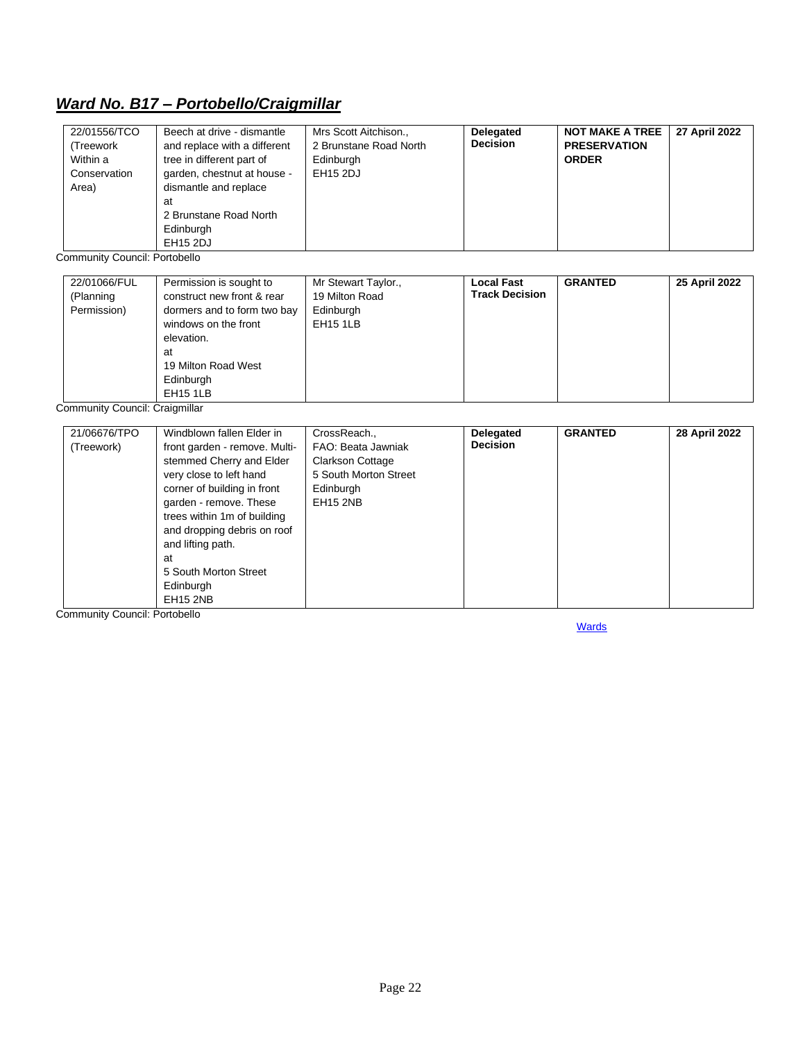## *Ward No. B17 – Portobello/Craigmillar*

| | | | | | |
|---|---|---|---|---|---|
| 22/01556/TCO (Treework Within a Conservation Area) | Beech at drive - dismantle and replace with a different tree in different part of garden, chestnut at house - dismantle and replace at 2 Brunstane Road North Edinburgh EH15 2DJ | Mrs Scott Aitchison., 2 Brunstane Road North Edinburgh EH15 2DJ | **Delegated Decision** | **NOT MAKE A TREE PRESERVATION ORDER** | **27 April 2022** |

Community Council: Portobello

| | | | | | |
|---|---|---|---|---|---|
| 22/01066/FUL (Planning Permission) | Permission is sought to construct new front & rear dormers and to form two bay windows on the front elevation. at 19 Milton Road West Edinburgh EH15 1LB | Mr Stewart Taylor., 19 Milton Road Edinburgh EH15 1LB | **Local Fast Track Decision** | **GRANTED** | **25 April 2022** |

Community Council: Craigmillar

| | | | | | |
|---|---|---|---|---|---|
| 21/06676/TPO (Treework) | Windblown fallen Elder in front garden - remove. Multi-stemmed Cherry and Elder very close to left hand corner of building in front garden - remove. These trees within 1m of building and dropping debris on roof and lifting path. at 5 South Morton Street Edinburgh EH15 2NB | CrossReach., FAO: Beata Jawniak Clarkson Cottage 5 South Morton Street Edinburgh EH15 2NB | **Delegated Decision** | **GRANTED** | **28 April 2022** |

Community Council: Portobello

Wards